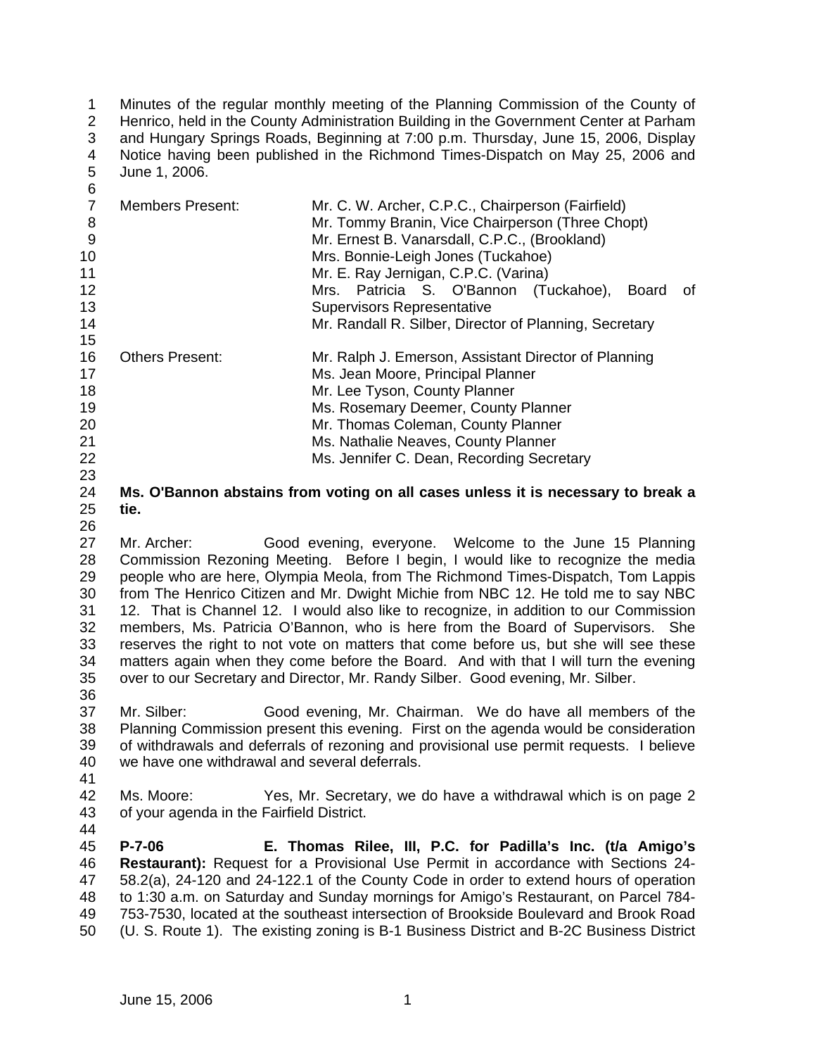Minutes of the regular monthly meeting of the Planning Commission of the County of Henrico, held in the County Administration Building in the Government Center at Parham and Hungary Springs Roads, Beginning at 7:00 p.m. Thursday, June 15, 2006, Display Notice having been published in the Richmond Times-Dispatch on May 25, 2006 and June 1, 2006.

| | |
|---|---|
| Members Present: | Mr. C. W. Archer, C.P.C., Chairperson (Fairfield) |
| | Mr. Tommy Branin, Vice Chairperson (Three Chopt) |
| | Mr. Ernest B. Vanarsdall, C.P.C., (Brookland) |
| | Mrs. Bonnie-Leigh Jones (Tuckahoe) |
| | Mr. E. Ray Jernigan, C.P.C. (Varina) |
| | Mrs. Patricia S. O'Bannon (Tuckahoe), Board of Supervisors Representative |
| | Mr. Randall R. Silber, Director of Planning, Secretary |
| Others Present: | Mr. Ralph J. Emerson, Assistant Director of Planning |
| | Ms. Jean Moore, Principal Planner |
| | Mr. Lee Tyson, County Planner |
| | Ms. Rosemary Deemer, County Planner |
| | Mr. Thomas Coleman, County Planner |
| | Ms. Nathalie Neaves, County Planner |
| | Ms. Jennifer C. Dean, Recording Secretary |

**Ms. O'Bannon abstains from voting on all cases unless it is necessary to break a tie.**

Mr. Archer: Good evening, everyone. Welcome to the June 15 Planning Commission Rezoning Meeting. Before I begin, I would like to recognize the media people who are here, Olympia Meola, from The Richmond Times-Dispatch, Tom Lappis from The Henrico Citizen and Mr. Dwight Michie from NBC 12. He told me to say NBC 12. That is Channel 12. I would also like to recognize, in addition to our Commission members, Ms. Patricia O'Bannon, who is here from the Board of Supervisors. She reserves the right to not vote on matters that come before us, but she will see these matters again when they come before the Board. And with that I will turn the evening over to our Secretary and Director, Mr. Randy Silber. Good evening, Mr. Silber.

Mr. Silber: Good evening, Mr. Chairman. We do have all members of the Planning Commission present this evening. First on the agenda would be consideration of withdrawals and deferrals of rezoning and provisional use permit requests. I believe we have one withdrawal and several deferrals.

Ms. Moore: Yes, Mr. Secretary, we do have a withdrawal which is on page 2 of your agenda in the Fairfield District.

**P-7-06 E. Thomas Rilee, III, P.C. for Padilla's Inc. (t/a Amigo's Restaurant):** Request for a Provisional Use Permit in accordance with Sections 24-58.2(a), 24-120 and 24-122.1 of the County Code in order to extend hours of operation to 1:30 a.m. on Saturday and Sunday mornings for Amigo's Restaurant, on Parcel 784-753-7530, located at the southeast intersection of Brookside Boulevard and Brook Road (U. S. Route 1). The existing zoning is B-1 Business District and B-2C Business District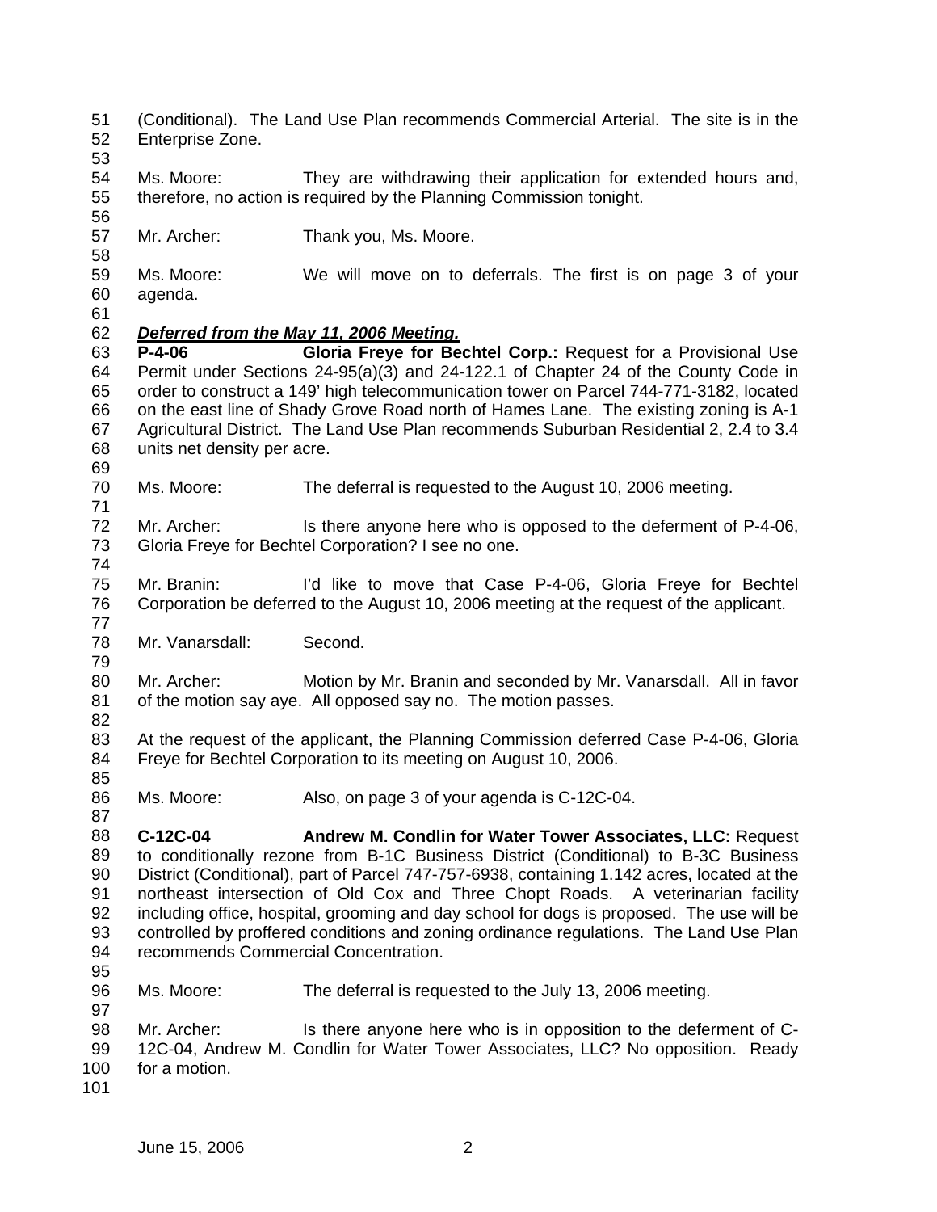(Conditional). The Land Use Plan recommends Commercial Arterial. The site is in the Enterprise Zone.

Ms. Moore: They are withdrawing their application for extended hours and, therefore, no action is required by the Planning Commission tonight.

Mr. Archer: Thank you, Ms. Moore.

Ms. Moore: We will move on to deferrals. The first is on page 3 of your agenda.

***Deferred from the May 11, 2006 Meeting.***

**P-4-06 Gloria Freye for Bechtel Corp.:** Request for a Provisional Use Permit under Sections 24-95(a)(3) and 24-122.1 of Chapter 24 of the County Code in order to construct a 149' high telecommunication tower on Parcel 744-771-3182, located on the east line of Shady Grove Road north of Hames Lane. The existing zoning is A-1 Agricultural District. The Land Use Plan recommends Suburban Residential 2, 2.4 to 3.4 units net density per acre.

Ms. Moore: The deferral is requested to the August 10, 2006 meeting.

Mr. Archer: Is there anyone here who is opposed to the deferment of P-4-06, Gloria Freye for Bechtel Corporation? I see no one.

Mr. Branin: I'd like to move that Case P-4-06, Gloria Freye for Bechtel Corporation be deferred to the August 10, 2006 meeting at the request of the applicant.

Mr. Vanarsdall: Second.

Mr. Archer: Motion by Mr. Branin and seconded by Mr. Vanarsdall. All in favor of the motion say aye. All opposed say no. The motion passes.

At the request of the applicant, the Planning Commission deferred Case P-4-06, Gloria Freye for Bechtel Corporation to its meeting on August 10, 2006.

Ms. Moore: Also, on page 3 of your agenda is C-12C-04.

**C-12C-04 Andrew M. Condlin for Water Tower Associates, LLC:** Request to conditionally rezone from B-1C Business District (Conditional) to B-3C Business District (Conditional), part of Parcel 747-757-6938, containing 1.142 acres, located at the northeast intersection of Old Cox and Three Chopt Roads. A veterinarian facility including office, hospital, grooming and day school for dogs is proposed. The use will be controlled by proffered conditions and zoning ordinance regulations. The Land Use Plan recommends Commercial Concentration.

Ms. Moore: The deferral is requested to the July 13, 2006 meeting.

Mr. Archer: Is there anyone here who is in opposition to the deferment of C-12C-04, Andrew M. Condlin for Water Tower Associates, LLC? No opposition. Ready for a motion.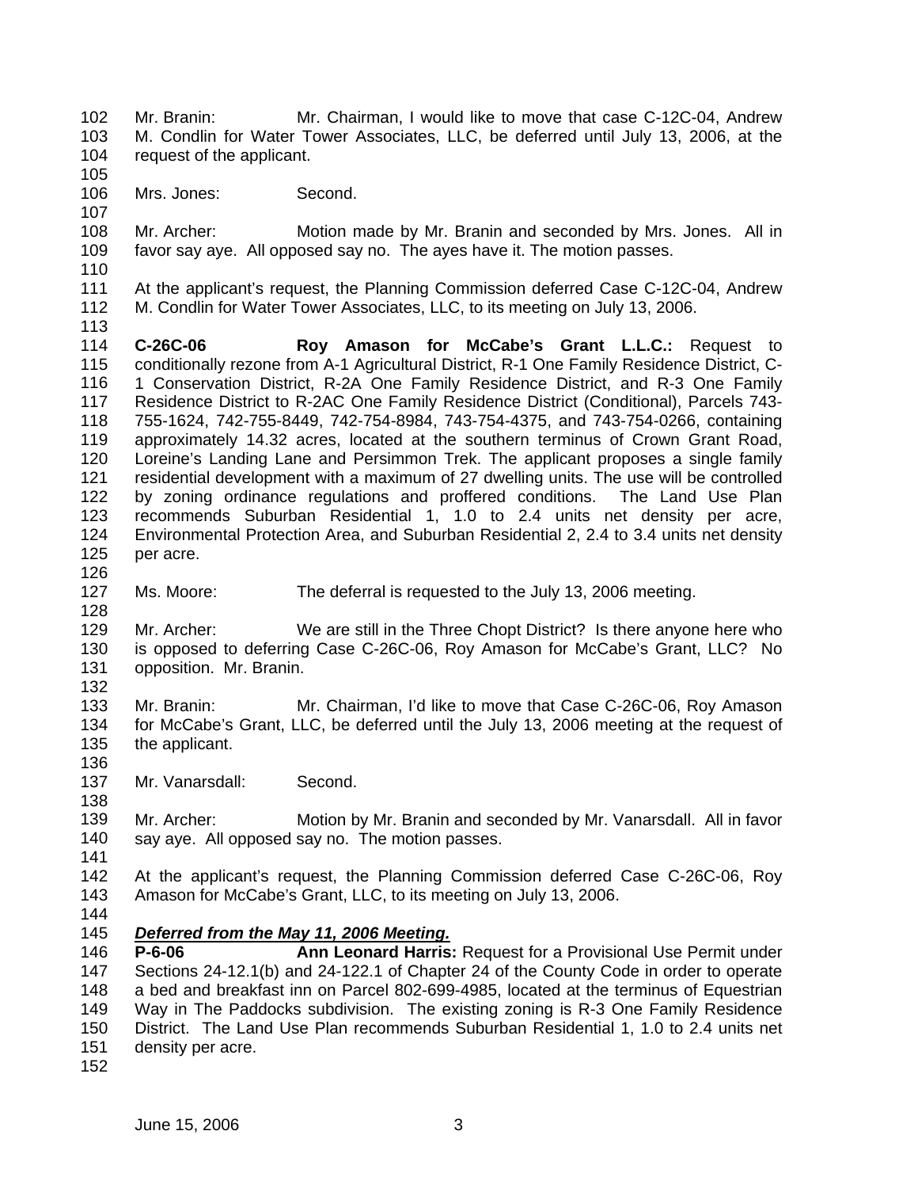Mr. Branin: Mr. Chairman, I would like to move that case C-12C-04, Andrew M. Condlin for Water Tower Associates, LLC, be deferred until July 13, 2006, at the request of the applicant.

Mrs. Jones: Second.

Mr. Archer: Motion made by Mr. Branin and seconded by Mrs. Jones. All in favor say aye. All opposed say no. The ayes have it. The motion passes.

At the applicant's request, the Planning Commission deferred Case C-12C-04, Andrew M. Condlin for Water Tower Associates, LLC, to its meeting on July 13, 2006.

**C-26C-06 Roy Amason for McCabe's Grant L.L.C.:** Request to conditionally rezone from A-1 Agricultural District, R-1 One Family Residence District, C-1 Conservation District, R-2A One Family Residence District, and R-3 One Family Residence District to R-2AC One Family Residence District (Conditional), Parcels 743-755-1624, 742-755-8449, 742-754-8984, 743-754-4375, and 743-754-0266, containing approximately 14.32 acres, located at the southern terminus of Crown Grant Road, Loreine's Landing Lane and Persimmon Trek. The applicant proposes a single family residential development with a maximum of 27 dwelling units. The use will be controlled by zoning ordinance regulations and proffered conditions. The Land Use Plan recommends Suburban Residential 1, 1.0 to 2.4 units net density per acre, Environmental Protection Area, and Suburban Residential 2, 2.4 to 3.4 units net density per acre.

Ms. Moore: The deferral is requested to the July 13, 2006 meeting.

Mr. Archer: We are still in the Three Chopt District? Is there anyone here who is opposed to deferring Case C-26C-06, Roy Amason for McCabe's Grant, LLC? No opposition. Mr. Branin.

Mr. Branin: Mr. Chairman, I'd like to move that Case C-26C-06, Roy Amason for McCabe's Grant, LLC, be deferred until the July 13, 2006 meeting at the request of the applicant.

Mr. Vanarsdall: Second.

Mr. Archer: Motion by Mr. Branin and seconded by Mr. Vanarsdall. All in favor say aye. All opposed say no. The motion passes.

At the applicant's request, the Planning Commission deferred Case C-26C-06, Roy Amason for McCabe's Grant, LLC, to its meeting on July 13, 2006.

***Deferred from the May 11, 2006 Meeting.***

**P-6-06 Ann Leonard Harris:** Request for a Provisional Use Permit under Sections 24-12.1(b) and 24-122.1 of Chapter 24 of the County Code in order to operate a bed and breakfast inn on Parcel 802-699-4985, located at the terminus of Equestrian Way in The Paddocks subdivision. The existing zoning is R-3 One Family Residence District. The Land Use Plan recommends Suburban Residential 1, 1.0 to 2.4 units net density per acre.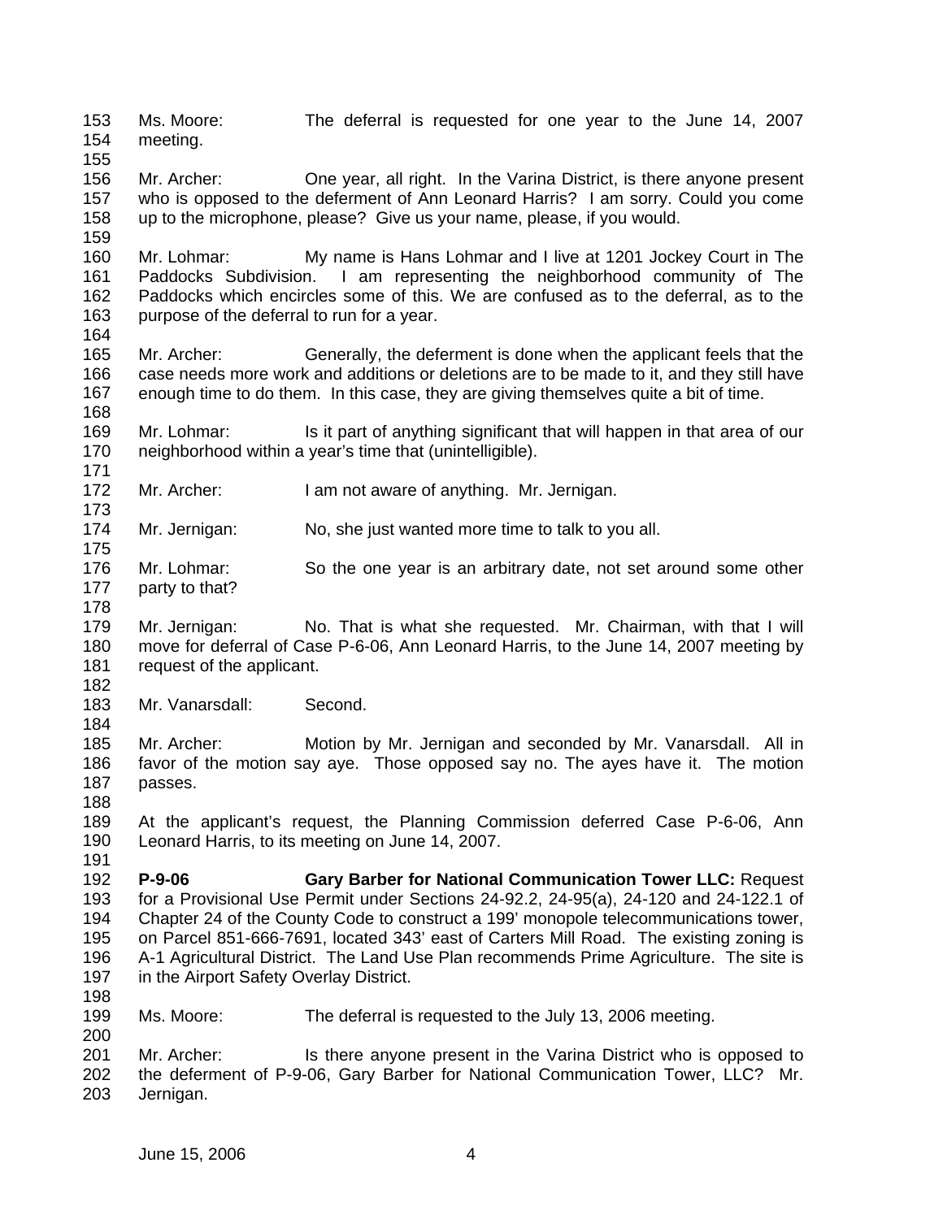Ms. Moore: The deferral is requested for one year to the June 14, 2007 meeting.

Mr. Archer: One year, all right. In the Varina District, is there anyone present who is opposed to the deferment of Ann Leonard Harris? I am sorry. Could you come up to the microphone, please? Give us your name, please, if you would.

Mr. Lohmar: My name is Hans Lohmar and I live at 1201 Jockey Court in The Paddocks Subdivision. I am representing the neighborhood community of The Paddocks which encircles some of this. We are confused as to the deferral, as to the purpose of the deferral to run for a year.

Mr. Archer: Generally, the deferment is done when the applicant feels that the case needs more work and additions or deletions are to be made to it, and they still have enough time to do them. In this case, they are giving themselves quite a bit of time.

Mr. Lohmar: Is it part of anything significant that will happen in that area of our neighborhood within a year's time that (unintelligible).

Mr. Archer: I am not aware of anything. Mr. Jernigan.

Mr. Jernigan: No, she just wanted more time to talk to you all.

Mr. Lohmar: So the one year is an arbitrary date, not set around some other party to that?

Mr. Jernigan: No. That is what she requested. Mr. Chairman, with that I will move for deferral of Case P-6-06, Ann Leonard Harris, to the June 14, 2007 meeting by request of the applicant.

Mr. Vanarsdall: Second.

Mr. Archer: Motion by Mr. Jernigan and seconded by Mr. Vanarsdall. All in favor of the motion say aye. Those opposed say no. The ayes have it. The motion passes.

At the applicant's request, the Planning Commission deferred Case P-6-06, Ann Leonard Harris, to its meeting on June 14, 2007.

**P-9-06 Gary Barber for National Communication Tower LLC:** Request for a Provisional Use Permit under Sections 24-92.2, 24-95(a), 24-120 and 24-122.1 of Chapter 24 of the County Code to construct a 199' monopole telecommunications tower, on Parcel 851-666-7691, located 343' east of Carters Mill Road. The existing zoning is A-1 Agricultural District. The Land Use Plan recommends Prime Agriculture. The site is in the Airport Safety Overlay District.

Ms. Moore: The deferral is requested to the July 13, 2006 meeting.

Mr. Archer: Is there anyone present in the Varina District who is opposed to the deferment of P-9-06, Gary Barber for National Communication Tower, LLC? Mr. Jernigan.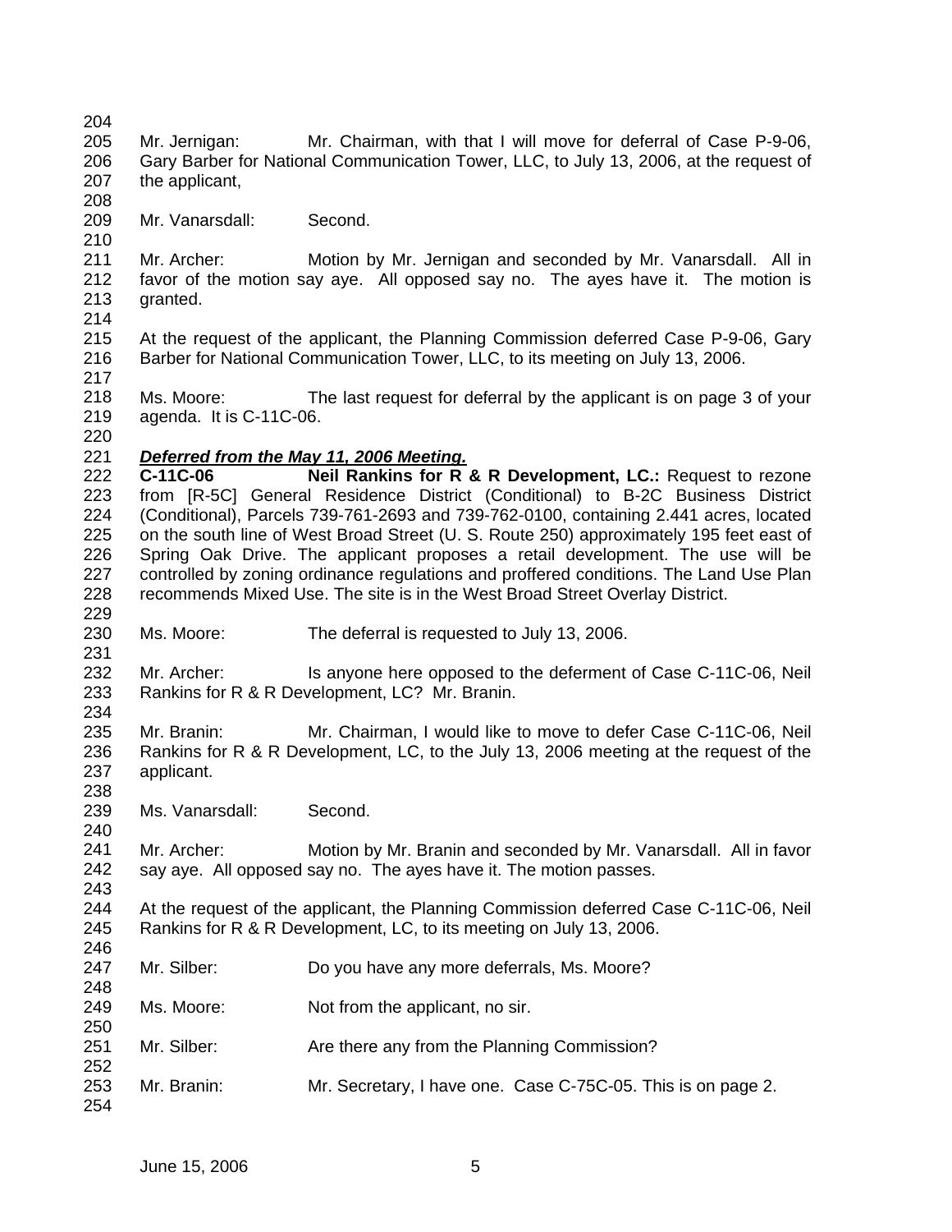Mr. Jernigan: Mr. Chairman, with that I will move for deferral of Case P-9-06, Gary Barber for National Communication Tower, LLC, to July 13, 2006, at the request of the applicant,

Mr. Vanarsdall: Second.

Mr. Archer: Motion by Mr. Jernigan and seconded by Mr. Vanarsdall. All in favor of the motion say aye. All opposed say no. The ayes have it. The motion is granted.

At the request of the applicant, the Planning Commission deferred Case P-9-06, Gary Barber for National Communication Tower, LLC, to its meeting on July 13, 2006.

Ms. Moore: The last request for deferral by the applicant is on page 3 of your agenda. It is C-11C-06.

***Deferred from the May 11, 2006 Meeting.***

**C-11C-06 Neil Rankins for R & R Development, LC.:** Request to rezone from [R-5C] General Residence District (Conditional) to B-2C Business District (Conditional), Parcels 739-761-2693 and 739-762-0100, containing 2.441 acres, located on the south line of West Broad Street (U. S. Route 250) approximately 195 feet east of Spring Oak Drive. The applicant proposes a retail development. The use will be controlled by zoning ordinance regulations and proffered conditions. The Land Use Plan recommends Mixed Use. The site is in the West Broad Street Overlay District.

Ms. Moore: The deferral is requested to July 13, 2006.

Mr. Archer: Is anyone here opposed to the deferment of Case C-11C-06, Neil Rankins for R & R Development, LC? Mr. Branin.

Mr. Branin: Mr. Chairman, I would like to move to defer Case C-11C-06, Neil Rankins for R & R Development, LC, to the July 13, 2006 meeting at the request of the applicant.

Ms. Vanarsdall: Second.

Mr. Archer: Motion by Mr. Branin and seconded by Mr. Vanarsdall. All in favor say aye. All opposed say no. The ayes have it. The motion passes.

At the request of the applicant, the Planning Commission deferred Case C-11C-06, Neil Rankins for R & R Development, LC, to its meeting on July 13, 2006.

Mr. Silber: Do you have any more deferrals, Ms. Moore?

Ms. Moore: Not from the applicant, no sir.

Mr. Silber: Are there any from the Planning Commission?

Mr. Branin: Mr. Secretary, I have one. Case C-75C-05. This is on page 2.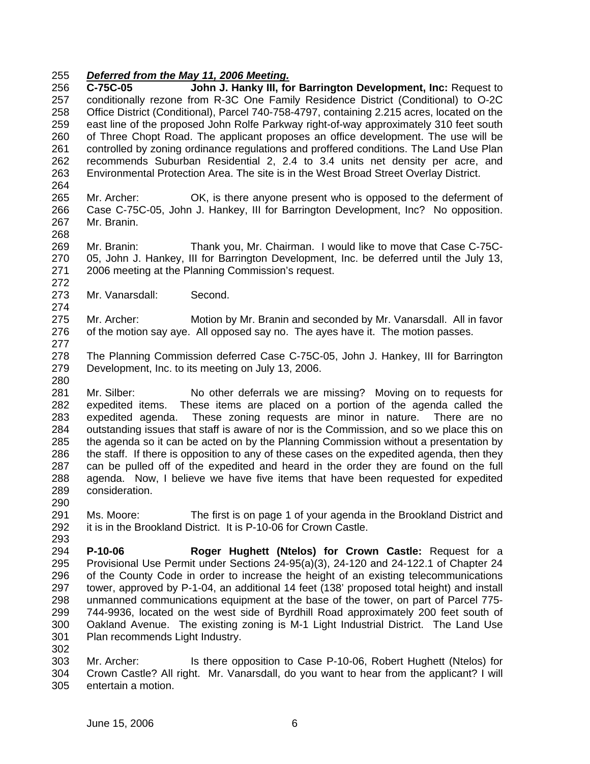***Deferred from the May 11, 2006 Meeting.***

**C-75C-05 John J. Hanky III, for Barrington Development, Inc:** Request to conditionally rezone from R-3C One Family Residence District (Conditional) to O-2C Office District (Conditional), Parcel 740-758-4797, containing 2.215 acres, located on the east line of the proposed John Rolfe Parkway right-of-way approximately 310 feet south of Three Chopt Road. The applicant proposes an office development. The use will be controlled by zoning ordinance regulations and proffered conditions. The Land Use Plan recommends Suburban Residential 2, 2.4 to 3.4 units net density per acre, and Environmental Protection Area. The site is in the West Broad Street Overlay District.

Mr. Archer: OK, is there anyone present who is opposed to the deferment of Case C-75C-05, John J. Hankey, III for Barrington Development, Inc? No opposition. Mr. Branin.

Mr. Branin: Thank you, Mr. Chairman. I would like to move that Case C-75C-05, John J. Hankey, III for Barrington Development, Inc. be deferred until the July 13, 2006 meeting at the Planning Commission's request.

Mr. Vanarsdall: Second.

Mr. Archer: Motion by Mr. Branin and seconded by Mr. Vanarsdall. All in favor of the motion say aye. All opposed say no. The ayes have it. The motion passes.

The Planning Commission deferred Case C-75C-05, John J. Hankey, III for Barrington Development, Inc. to its meeting on July 13, 2006.

Mr. Silber: No other deferrals we are missing? Moving on to requests for expedited items. These items are placed on a portion of the agenda called the expedited agenda. These zoning requests are minor in nature. There are no outstanding issues that staff is aware of nor is the Commission, and so we place this on the agenda so it can be acted on by the Planning Commission without a presentation by the staff. If there is opposition to any of these cases on the expedited agenda, then they can be pulled off of the expedited and heard in the order they are found on the full agenda. Now, I believe we have five items that have been requested for expedited consideration.

Ms. Moore: The first is on page 1 of your agenda in the Brookland District and it is in the Brookland District. It is P-10-06 for Crown Castle.

**P-10-06 Roger Hughett (Ntelos) for Crown Castle:** Request for a Provisional Use Permit under Sections 24-95(a)(3), 24-120 and 24-122.1 of Chapter 24 of the County Code in order to increase the height of an existing telecommunications tower, approved by P-1-04, an additional 14 feet (138' proposed total height) and install unmanned communications equipment at the base of the tower, on part of Parcel 775-744-9936, located on the west side of Byrdhill Road approximately 200 feet south of Oakland Avenue. The existing zoning is M-1 Light Industrial District. The Land Use Plan recommends Light Industry.

Mr. Archer: Is there opposition to Case P-10-06, Robert Hughett (Ntelos) for Crown Castle? All right. Mr. Vanarsdall, do you want to hear from the applicant? I will entertain a motion.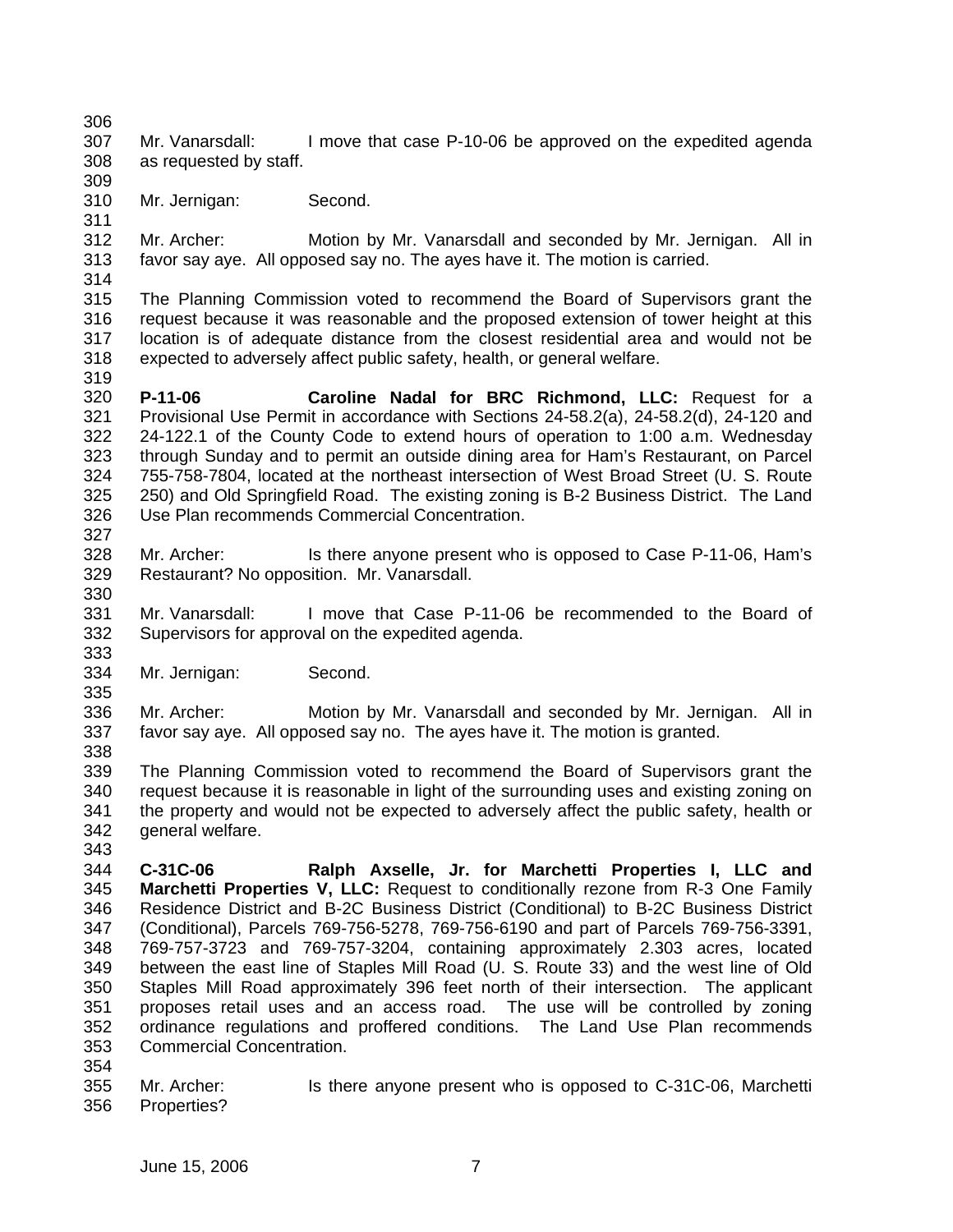Mr. Vanarsdall: I move that case P-10-06 be approved on the expedited agenda as requested by staff.

Mr. Jernigan: Second.

Mr. Archer: Motion by Mr. Vanarsdall and seconded by Mr. Jernigan. All in favor say aye. All opposed say no. The ayes have it. The motion is carried.

The Planning Commission voted to recommend the Board of Supervisors grant the request because it was reasonable and the proposed extension of tower height at this location is of adequate distance from the closest residential area and would not be expected to adversely affect public safety, health, or general welfare.

**P-11-06 Caroline Nadal for BRC Richmond, LLC:** Request for a Provisional Use Permit in accordance with Sections 24-58.2(a), 24-58.2(d), 24-120 and 24-122.1 of the County Code to extend hours of operation to 1:00 a.m. Wednesday through Sunday and to permit an outside dining area for Ham's Restaurant, on Parcel 755-758-7804, located at the northeast intersection of West Broad Street (U. S. Route 250) and Old Springfield Road. The existing zoning is B-2 Business District. The Land Use Plan recommends Commercial Concentration.

Mr. Archer: Is there anyone present who is opposed to Case P-11-06, Ham's Restaurant? No opposition. Mr. Vanarsdall.

Mr. Vanarsdall: I move that Case P-11-06 be recommended to the Board of Supervisors for approval on the expedited agenda.

Mr. Jernigan: Second.

Mr. Archer: Motion by Mr. Vanarsdall and seconded by Mr. Jernigan. All in favor say aye. All opposed say no. The ayes have it. The motion is granted.

The Planning Commission voted to recommend the Board of Supervisors grant the request because it is reasonable in light of the surrounding uses and existing zoning on the property and would not be expected to adversely affect the public safety, health or general welfare.

**C-31C-06 Ralph Axselle, Jr. for Marchetti Properties I, LLC and Marchetti Properties V, LLC:** Request to conditionally rezone from R-3 One Family Residence District and B-2C Business District (Conditional) to B-2C Business District (Conditional), Parcels 769-756-5278, 769-756-6190 and part of Parcels 769-756-3391, 769-757-3723 and 769-757-3204, containing approximately 2.303 acres, located between the east line of Staples Mill Road (U. S. Route 33) and the west line of Old Staples Mill Road approximately 396 feet north of their intersection. The applicant proposes retail uses and an access road. The use will be controlled by zoning ordinance regulations and proffered conditions. The Land Use Plan recommends Commercial Concentration.

Mr. Archer: Is there anyone present who is opposed to C-31C-06, Marchetti Properties?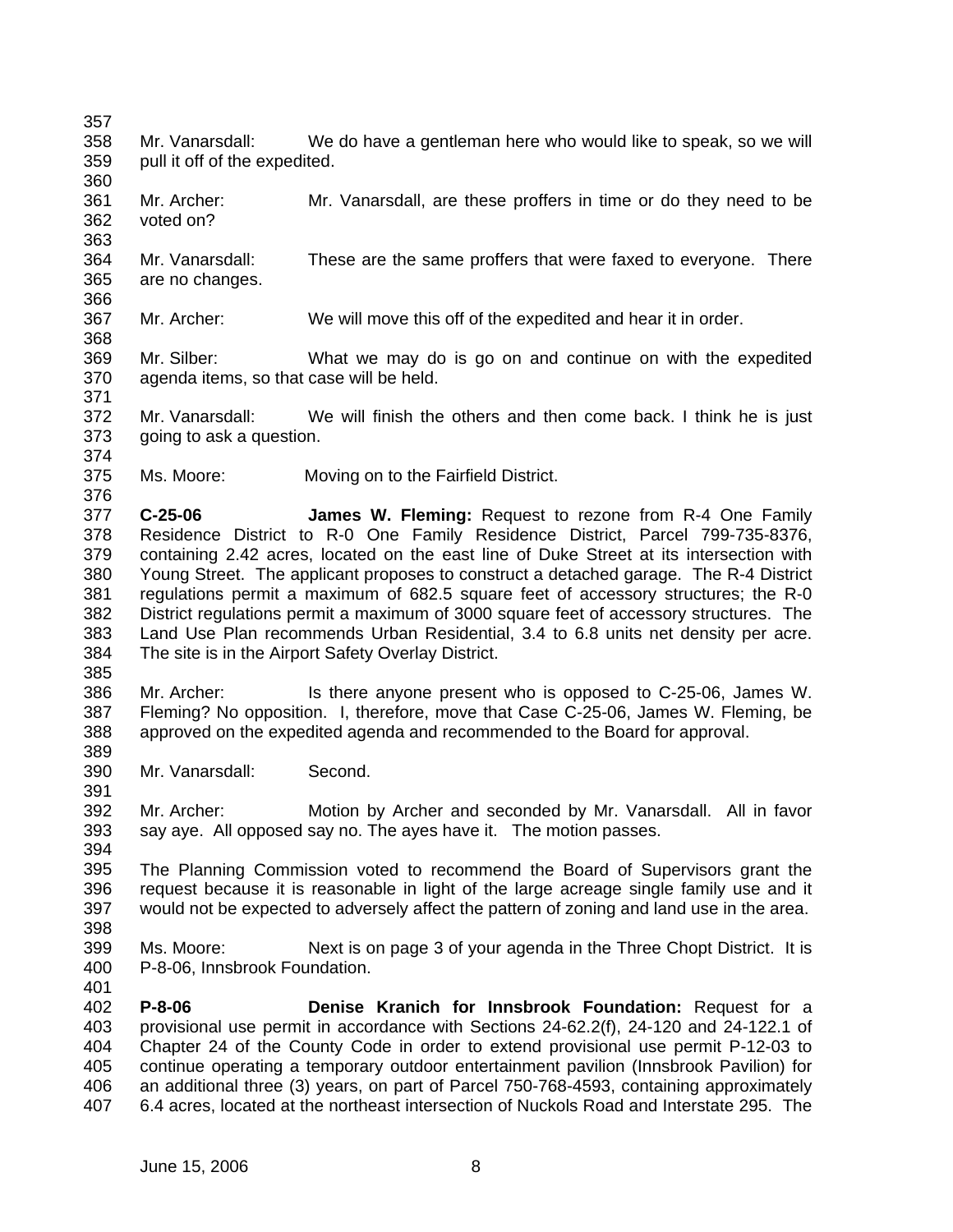Mr. Vanarsdall: We do have a gentleman here who would like to speak, so we will pull it off of the expedited.

Mr. Archer: Mr. Vanarsdall, are these proffers in time or do they need to be voted on?

Mr. Vanarsdall: These are the same proffers that were faxed to everyone. There are no changes.

Mr. Archer: We will move this off of the expedited and hear it in order.

Mr. Silber: What we may do is go on and continue on with the expedited agenda items, so that case will be held.

Mr. Vanarsdall: We will finish the others and then come back. I think he is just going to ask a question.

Ms. Moore: Moving on to the Fairfield District.

**C-25-06** **James W. Fleming:** Request to rezone from R-4 One Family Residence District to R-0 One Family Residence District, Parcel 799-735-8376, containing 2.42 acres, located on the east line of Duke Street at its intersection with Young Street. The applicant proposes to construct a detached garage. The R-4 District regulations permit a maximum of 682.5 square feet of accessory structures; the R-0 District regulations permit a maximum of 3000 square feet of accessory structures. The Land Use Plan recommends Urban Residential, 3.4 to 6.8 units net density per acre. The site is in the Airport Safety Overlay District.

Mr. Archer: Is there anyone present who is opposed to C-25-06, James W. Fleming? No opposition. I, therefore, move that Case C-25-06, James W. Fleming, be approved on the expedited agenda and recommended to the Board for approval.

Mr. Vanarsdall: Second.

Mr. Archer: Motion by Archer and seconded by Mr. Vanarsdall. All in favor say aye. All opposed say no. The ayes have it. The motion passes.

The Planning Commission voted to recommend the Board of Supervisors grant the request because it is reasonable in light of the large acreage single family use and it would not be expected to adversely affect the pattern of zoning and land use in the area.

Ms. Moore: Next is on page 3 of your agenda in the Three Chopt District. It is P-8-06, Innsbrook Foundation.

**P-8-06** **Denise Kranich for Innsbrook Foundation:** Request for a provisional use permit in accordance with Sections 24-62.2(f), 24-120 and 24-122.1 of Chapter 24 of the County Code in order to extend provisional use permit P-12-03 to continue operating a temporary outdoor entertainment pavilion (Innsbrook Pavilion) for an additional three (3) years, on part of Parcel 750-768-4593, containing approximately 6.4 acres, located at the northeast intersection of Nuckols Road and Interstate 295. The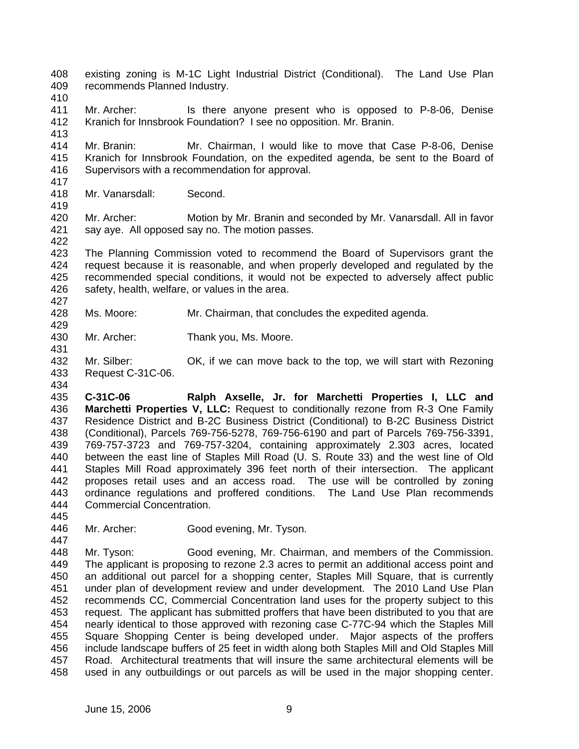existing zoning is M-1C Light Industrial District (Conditional). The Land Use Plan recommends Planned Industry.

Mr. Archer: Is there anyone present who is opposed to P-8-06, Denise Kranich for Innsbrook Foundation? I see no opposition. Mr. Branin.

Mr. Branin: Mr. Chairman, I would like to move that Case P-8-06, Denise Kranich for Innsbrook Foundation, on the expedited agenda, be sent to the Board of Supervisors with a recommendation for approval.

Mr. Vanarsdall: Second.

Mr. Archer: Motion by Mr. Branin and seconded by Mr. Vanarsdall. All in favor say aye. All opposed say no. The motion passes.

The Planning Commission voted to recommend the Board of Supervisors grant the request because it is reasonable, and when properly developed and regulated by the recommended special conditions, it would not be expected to adversely affect public safety, health, welfare, or values in the area.

Ms. Moore: Mr. Chairman, that concludes the expedited agenda.

Mr. Archer: Thank you, Ms. Moore.

Mr. Silber: OK, if we can move back to the top, we will start with Rezoning Request C-31C-06.

**C-31C-06 Ralph Axselle, Jr. for Marchetti Properties I, LLC and Marchetti Properties V, LLC:** Request to conditionally rezone from R-3 One Family Residence District and B-2C Business District (Conditional) to B-2C Business District (Conditional), Parcels 769-756-5278, 769-756-6190 and part of Parcels 769-756-3391, 769-757-3723 and 769-757-3204, containing approximately 2.303 acres, located between the east line of Staples Mill Road (U. S. Route 33) and the west line of Old Staples Mill Road approximately 396 feet north of their intersection. The applicant proposes retail uses and an access road. The use will be controlled by zoning ordinance regulations and proffered conditions. The Land Use Plan recommends Commercial Concentration.

Mr. Archer: Good evening, Mr. Tyson.

Mr. Tyson: Good evening, Mr. Chairman, and members of the Commission. The applicant is proposing to rezone 2.3 acres to permit an additional access point and an additional out parcel for a shopping center, Staples Mill Square, that is currently under plan of development review and under development. The 2010 Land Use Plan recommends CC, Commercial Concentration land uses for the property subject to this request. The applicant has submitted proffers that have been distributed to you that are nearly identical to those approved with rezoning case C-77C-94 which the Staples Mill Square Shopping Center is being developed under. Major aspects of the proffers include landscape buffers of 25 feet in width along both Staples Mill and Old Staples Mill Road. Architectural treatments that will insure the same architectural elements will be used in any outbuildings or out parcels as will be used in the major shopping center.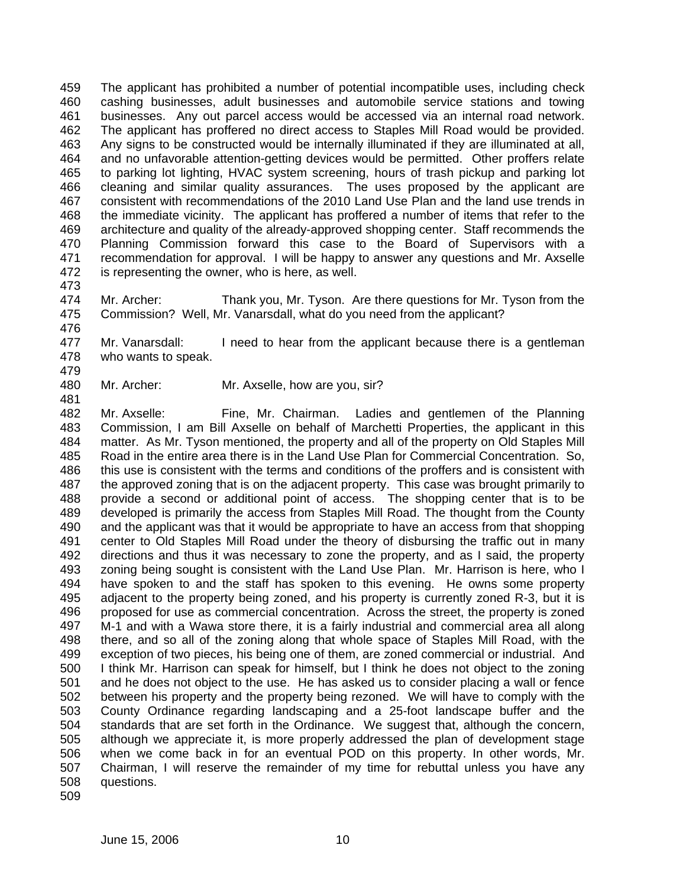The applicant has prohibited a number of potential incompatible uses, including check cashing businesses, adult businesses and automobile service stations and towing businesses. Any out parcel access would be accessed via an internal road network. The applicant has proffered no direct access to Staples Mill Road would be provided. Any signs to be constructed would be internally illuminated if they are illuminated at all, and no unfavorable attention-getting devices would be permitted. Other proffers relate to parking lot lighting, HVAC system screening, hours of trash pickup and parking lot cleaning and similar quality assurances. The uses proposed by the applicant are consistent with recommendations of the 2010 Land Use Plan and the land use trends in the immediate vicinity. The applicant has proffered a number of items that refer to the architecture and quality of the already-approved shopping center. Staff recommends the Planning Commission forward this case to the Board of Supervisors with a recommendation for approval. I will be happy to answer any questions and Mr. Axselle is representing the owner, who is here, as well.

Mr. Archer: Thank you, Mr. Tyson. Are there questions for Mr. Tyson from the Commission? Well, Mr. Vanarsdall, what do you need from the applicant?

Mr. Vanarsdall: I need to hear from the applicant because there is a gentleman who wants to speak.

Mr. Archer: Mr. Axselle, how are you, sir?

Mr. Axselle: Fine, Mr. Chairman. Ladies and gentlemen of the Planning Commission, I am Bill Axselle on behalf of Marchetti Properties, the applicant in this matter. As Mr. Tyson mentioned, the property and all of the property on Old Staples Mill Road in the entire area there is in the Land Use Plan for Commercial Concentration. So, this use is consistent with the terms and conditions of the proffers and is consistent with the approved zoning that is on the adjacent property. This case was brought primarily to provide a second or additional point of access. The shopping center that is to be developed is primarily the access from Staples Mill Road. The thought from the County and the applicant was that it would be appropriate to have an access from that shopping center to Old Staples Mill Road under the theory of disbursing the traffic out in many directions and thus it was necessary to zone the property, and as I said, the property zoning being sought is consistent with the Land Use Plan. Mr. Harrison is here, who I have spoken to and the staff has spoken to this evening. He owns some property adjacent to the property being zoned, and his property is currently zoned R-3, but it is proposed for use as commercial concentration. Across the street, the property is zoned M-1 and with a Wawa store there, it is a fairly industrial and commercial area all along there, and so all of the zoning along that whole space of Staples Mill Road, with the exception of two pieces, his being one of them, are zoned commercial or industrial. And I think Mr. Harrison can speak for himself, but I think he does not object to the zoning and he does not object to the use. He has asked us to consider placing a wall or fence between his property and the property being rezoned. We will have to comply with the County Ordinance regarding landscaping and a 25-foot landscape buffer and the standards that are set forth in the Ordinance. We suggest that, although the concern, although we appreciate it, is more properly addressed the plan of development stage when we come back in for an eventual POD on this property. In other words, Mr. Chairman, I will reserve the remainder of my time for rebuttal unless you have any questions.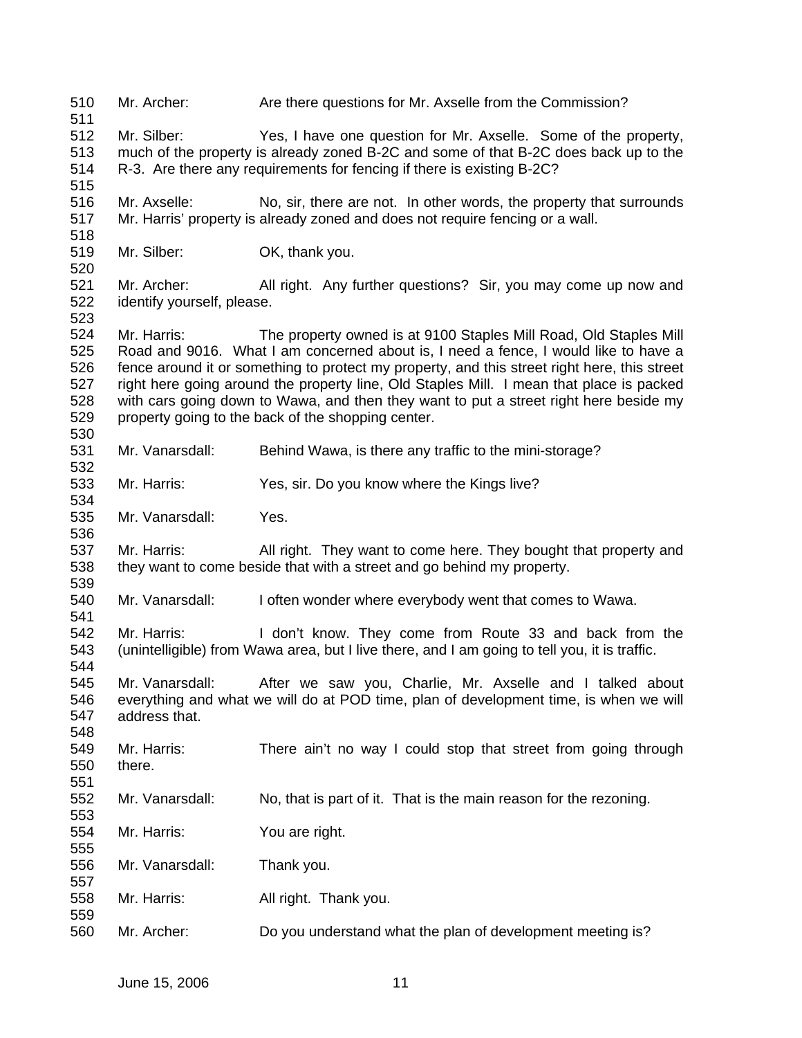Mr. Archer: Are there questions for Mr. Axselle from the Commission?

Mr. Silber: Yes, I have one question for Mr. Axselle. Some of the property, much of the property is already zoned B-2C and some of that B-2C does back up to the R-3. Are there any requirements for fencing if there is existing B-2C?

Mr. Axselle: No, sir, there are not. In other words, the property that surrounds Mr. Harris' property is already zoned and does not require fencing or a wall.

Mr. Silber: OK, thank you.

Mr. Archer: All right. Any further questions? Sir, you may come up now and identify yourself, please.

Mr. Harris: The property owned is at 9100 Staples Mill Road, Old Staples Mill Road and 9016. What I am concerned about is, I need a fence, I would like to have a fence around it or something to protect my property, and this street right here, this street right here going around the property line, Old Staples Mill. I mean that place is packed with cars going down to Wawa, and then they want to put a street right here beside my property going to the back of the shopping center.

Mr. Vanarsdall: Behind Wawa, is there any traffic to the mini-storage?

Mr. Harris: Yes, sir. Do you know where the Kings live?

Mr. Vanarsdall: Yes.

Mr. Harris: All right. They want to come here. They bought that property and they want to come beside that with a street and go behind my property.

Mr. Vanarsdall: I often wonder where everybody went that comes to Wawa.

Mr. Harris: I don't know. They come from Route 33 and back from the (unintelligible) from Wawa area, but I live there, and I am going to tell you, it is traffic.

Mr. Vanarsdall: After we saw you, Charlie, Mr. Axselle and I talked about everything and what we will do at POD time, plan of development time, is when we will address that.

Mr. Harris: There ain't no way I could stop that street from going through there.

Mr. Vanarsdall: No, that is part of it. That is the main reason for the rezoning.

Mr. Harris: You are right.

Mr. Vanarsdall: Thank you.

Mr. Harris: All right. Thank you.

Mr. Archer: Do you understand what the plan of development meeting is?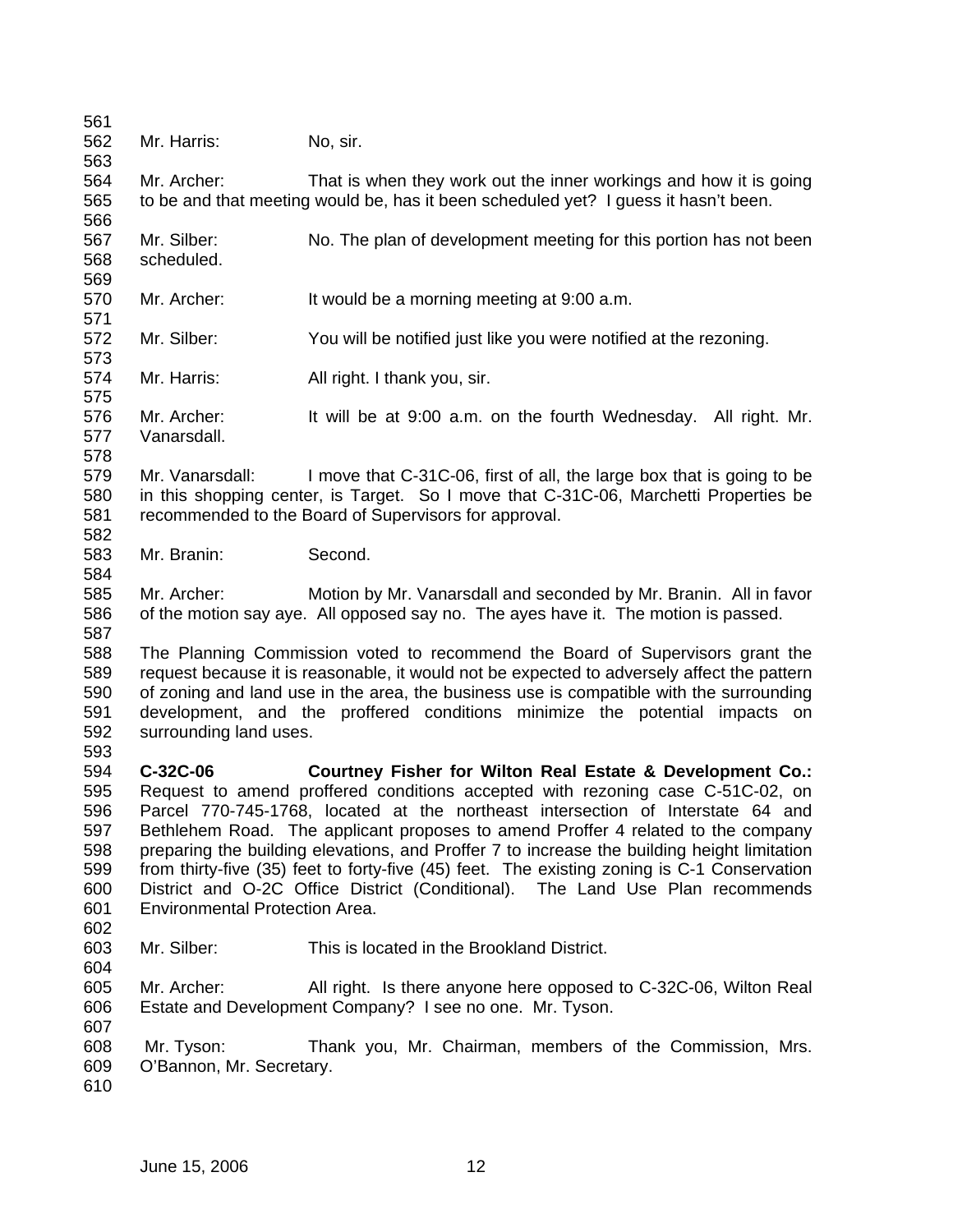Mr. Harris: No, sir.

Mr. Archer: That is when they work out the inner workings and how it is going to be and that meeting would be, has it been scheduled yet? I guess it hasn't been.

Mr. Silber: No. The plan of development meeting for this portion has not been scheduled.

Mr. Archer: It would be a morning meeting at 9:00 a.m.

Mr. Silber: You will be notified just like you were notified at the rezoning.

Mr. Harris: All right. I thank you, sir.

Mr. Archer: It will be at 9:00 a.m. on the fourth Wednesday. All right. Mr. Vanarsdall.

Mr. Vanarsdall: I move that C-31C-06, first of all, the large box that is going to be in this shopping center, is Target. So I move that C-31C-06, Marchetti Properties be recommended to the Board of Supervisors for approval.

Mr. Branin: Second.

Mr. Archer: Motion by Mr. Vanarsdall and seconded by Mr. Branin. All in favor of the motion say aye. All opposed say no. The ayes have it. The motion is passed.

The Planning Commission voted to recommend the Board of Supervisors grant the request because it is reasonable, it would not be expected to adversely affect the pattern of zoning and land use in the area, the business use is compatible with the surrounding development, and the proffered conditions minimize the potential impacts on surrounding land uses.

**C-32C-06 Courtney Fisher for Wilton Real Estate & Development Co.:** Request to amend proffered conditions accepted with rezoning case C-51C-02, on Parcel 770-745-1768, located at the northeast intersection of Interstate 64 and Bethlehem Road. The applicant proposes to amend Proffer 4 related to the company preparing the building elevations, and Proffer 7 to increase the building height limitation from thirty-five (35) feet to forty-five (45) feet. The existing zoning is C-1 Conservation District and O-2C Office District (Conditional). The Land Use Plan recommends Environmental Protection Area.

Mr. Silber: This is located in the Brookland District.

Mr. Archer: All right. Is there anyone here opposed to C-32C-06, Wilton Real Estate and Development Company? I see no one. Mr. Tyson.

Mr. Tyson: Thank you, Mr. Chairman, members of the Commission, Mrs. O'Bannon, Mr. Secretary.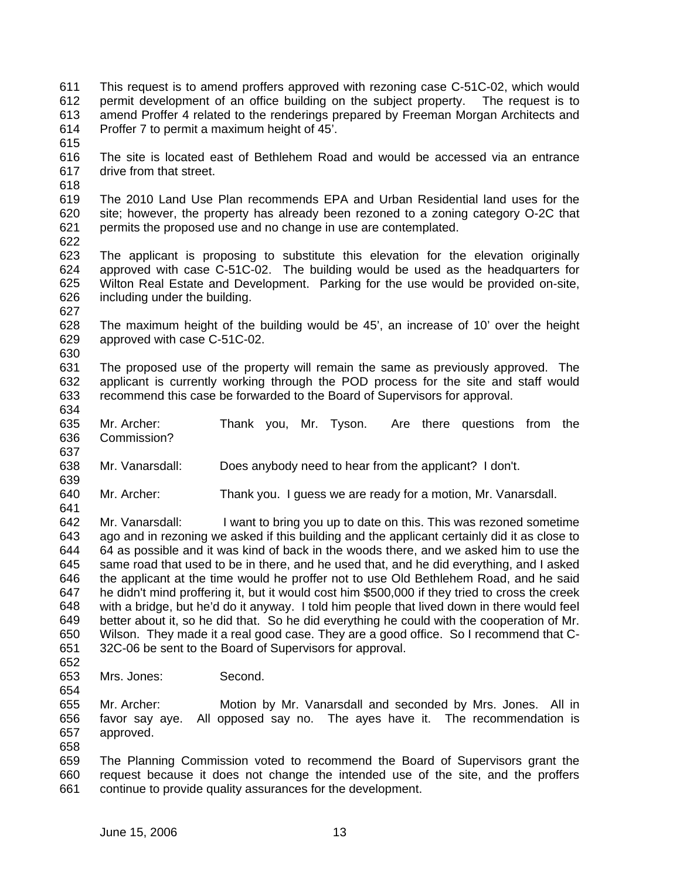This request is to amend proffers approved with rezoning case C-51C-02, which would permit development of an office building on the subject property. The request is to amend Proffer 4 related to the renderings prepared by Freeman Morgan Architects and Proffer 7 to permit a maximum height of 45'.

The site is located east of Bethlehem Road and would be accessed via an entrance drive from that street.

The 2010 Land Use Plan recommends EPA and Urban Residential land uses for the site; however, the property has already been rezoned to a zoning category O-2C that permits the proposed use and no change in use are contemplated.

The applicant is proposing to substitute this elevation for the elevation originally approved with case C-51C-02. The building would be used as the headquarters for Wilton Real Estate and Development. Parking for the use would be provided on-site, including under the building.

The maximum height of the building would be 45', an increase of 10' over the height approved with case C-51C-02.

The proposed use of the property will remain the same as previously approved. The applicant is currently working through the POD process for the site and staff would recommend this case be forwarded to the Board of Supervisors for approval.

Mr. Archer: Thank you, Mr. Tyson. Are there questions from the Commission?

Mr. Vanarsdall: Does anybody need to hear from the applicant? I don't.

Mr. Archer: Thank you. I guess we are ready for a motion, Mr. Vanarsdall.

Mr. Vanarsdall: I want to bring you up to date on this. This was rezoned sometime ago and in rezoning we asked if this building and the applicant certainly did it as close to 64 as possible and it was kind of back in the woods there, and we asked him to use the same road that used to be in there, and he used that, and he did everything, and I asked the applicant at the time would he proffer not to use Old Bethlehem Road, and he said he didn't mind proffering it, but it would cost him $500,000 if they tried to cross the creek with a bridge, but he'd do it anyway. I told him people that lived down in there would feel better about it, so he did that. So he did everything he could with the cooperation of Mr. Wilson. They made it a real good case. They are a good office. So I recommend that C-32C-06 be sent to the Board of Supervisors for approval.

Mrs. Jones: Second.

Mr. Archer: Motion by Mr. Vanarsdall and seconded by Mrs. Jones. All in favor say aye. All opposed say no. The ayes have it. The recommendation is approved.

The Planning Commission voted to recommend the Board of Supervisors grant the request because it does not change the intended use of the site, and the proffers continue to provide quality assurances for the development.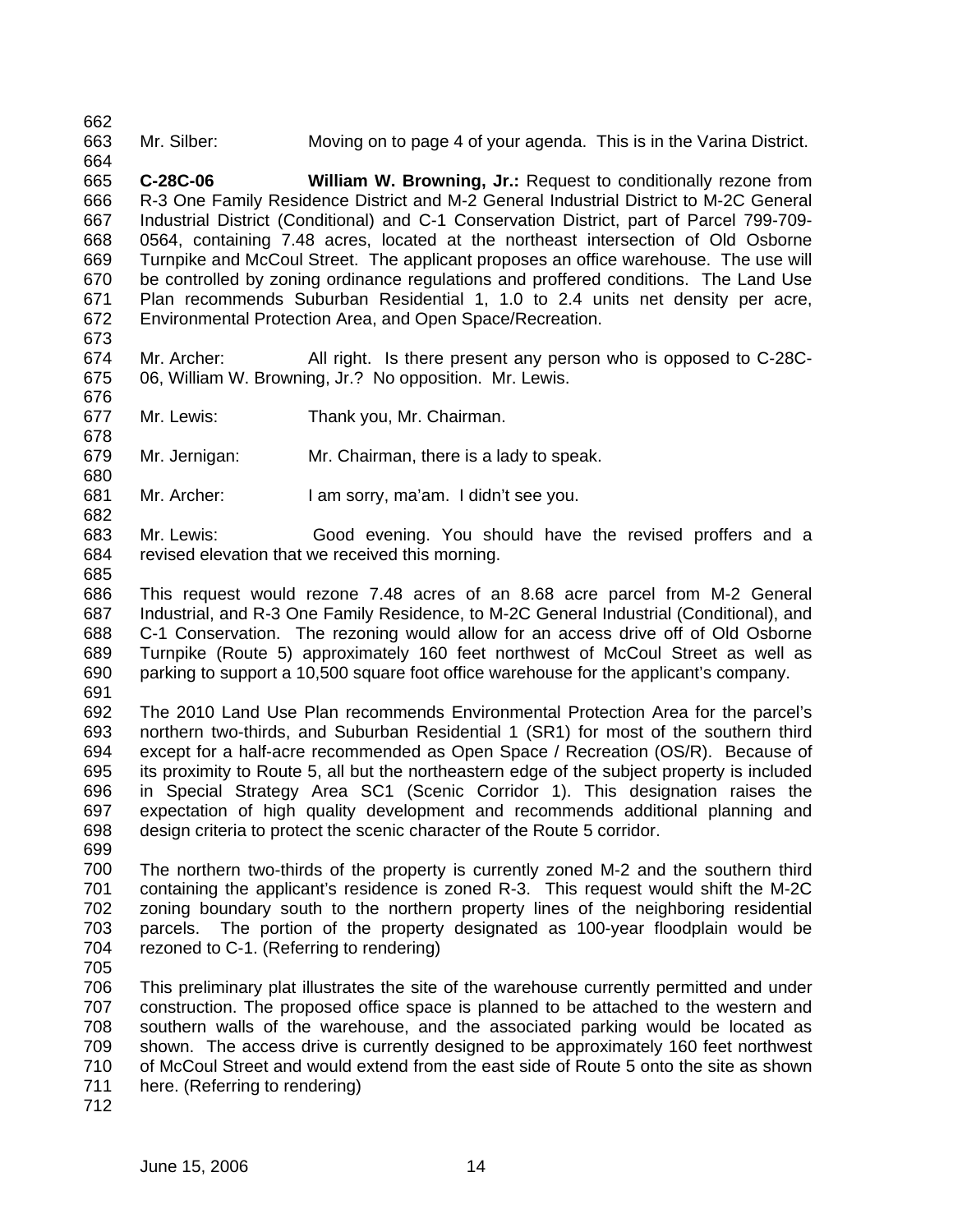Mr. Silber: Moving on to page 4 of your agenda. This is in the Varina District.

**C-28C-06 William W. Browning, Jr.:** Request to conditionally rezone from R-3 One Family Residence District and M-2 General Industrial District to M-2C General Industrial District (Conditional) and C-1 Conservation District, part of Parcel 799-709-0564, containing 7.48 acres, located at the northeast intersection of Old Osborne Turnpike and McCoul Street. The applicant proposes an office warehouse. The use will be controlled by zoning ordinance regulations and proffered conditions. The Land Use Plan recommends Suburban Residential 1, 1.0 to 2.4 units net density per acre, Environmental Protection Area, and Open Space/Recreation.

Mr. Archer: All right. Is there present any person who is opposed to C-28C-06, William W. Browning, Jr.? No opposition. Mr. Lewis.

Mr. Lewis: Thank you, Mr. Chairman.

Mr. Jernigan: Mr. Chairman, there is a lady to speak.

Mr. Archer: I am sorry, ma'am. I didn't see you.

Mr. Lewis: Good evening. You should have the revised proffers and a revised elevation that we received this morning.

This request would rezone 7.48 acres of an 8.68 acre parcel from M-2 General Industrial, and R-3 One Family Residence, to M-2C General Industrial (Conditional), and C-1 Conservation. The rezoning would allow for an access drive off of Old Osborne Turnpike (Route 5) approximately 160 feet northwest of McCoul Street as well as parking to support a 10,500 square foot office warehouse for the applicant's company.

The 2010 Land Use Plan recommends Environmental Protection Area for the parcel's northern two-thirds, and Suburban Residential 1 (SR1) for most of the southern third except for a half-acre recommended as Open Space / Recreation (OS/R). Because of its proximity to Route 5, all but the northeastern edge of the subject property is included in Special Strategy Area SC1 (Scenic Corridor 1). This designation raises the expectation of high quality development and recommends additional planning and design criteria to protect the scenic character of the Route 5 corridor.

The northern two-thirds of the property is currently zoned M-2 and the southern third containing the applicant's residence is zoned R-3. This request would shift the M-2C zoning boundary south to the northern property lines of the neighboring residential parcels. The portion of the property designated as 100-year floodplain would be rezoned to C-1. (Referring to rendering)

This preliminary plat illustrates the site of the warehouse currently permitted and under construction. The proposed office space is planned to be attached to the western and southern walls of the warehouse, and the associated parking would be located as shown. The access drive is currently designed to be approximately 160 feet northwest of McCoul Street and would extend from the east side of Route 5 onto the site as shown here. (Referring to rendering)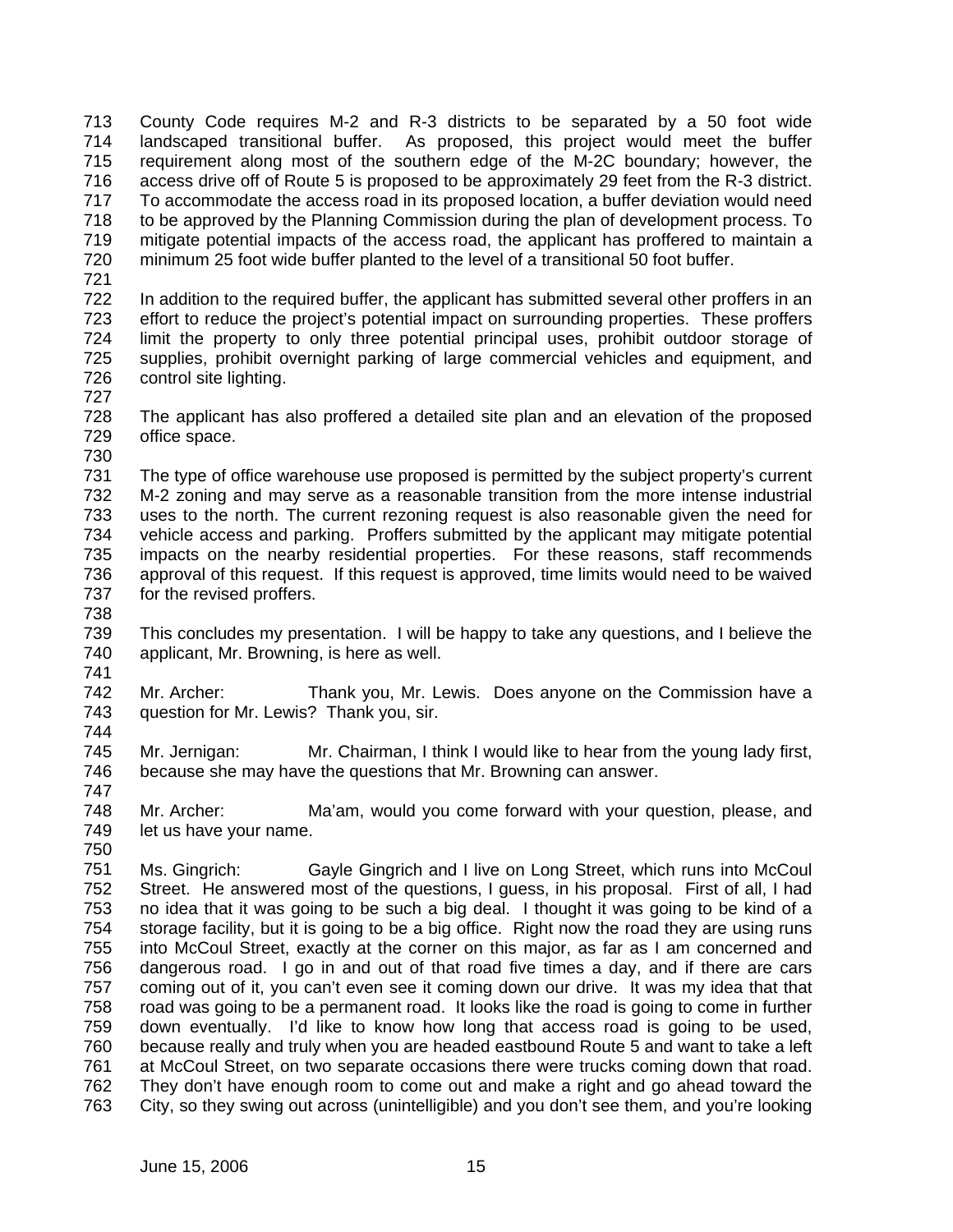County Code requires M-2 and R-3 districts to be separated by a 50 foot wide landscaped transitional buffer. As proposed, this project would meet the buffer requirement along most of the southern edge of the M-2C boundary; however, the access drive off of Route 5 is proposed to be approximately 29 feet from the R-3 district. To accommodate the access road in its proposed location, a buffer deviation would need to be approved by the Planning Commission during the plan of development process. To mitigate potential impacts of the access road, the applicant has proffered to maintain a minimum 25 foot wide buffer planted to the level of a transitional 50 foot buffer.

In addition to the required buffer, the applicant has submitted several other proffers in an effort to reduce the project's potential impact on surrounding properties. These proffers limit the property to only three potential principal uses, prohibit outdoor storage of supplies, prohibit overnight parking of large commercial vehicles and equipment, and control site lighting.

The applicant has also proffered a detailed site plan and an elevation of the proposed office space.

The type of office warehouse use proposed is permitted by the subject property's current M-2 zoning and may serve as a reasonable transition from the more intense industrial uses to the north. The current rezoning request is also reasonable given the need for vehicle access and parking. Proffers submitted by the applicant may mitigate potential impacts on the nearby residential properties. For these reasons, staff recommends approval of this request. If this request is approved, time limits would need to be waived for the revised proffers.

This concludes my presentation. I will be happy to take any questions, and I believe the applicant, Mr. Browning, is here as well.

Mr. Archer: Thank you, Mr. Lewis. Does anyone on the Commission have a question for Mr. Lewis? Thank you, sir.

Mr. Jernigan: Mr. Chairman, I think I would like to hear from the young lady first, because she may have the questions that Mr. Browning can answer.

Mr. Archer: Ma'am, would you come forward with your question, please, and let us have your name.

Ms. Gingrich: Gayle Gingrich and I live on Long Street, which runs into McCoul Street. He answered most of the questions, I guess, in his proposal. First of all, I had no idea that it was going to be such a big deal. I thought it was going to be kind of a storage facility, but it is going to be a big office. Right now the road they are using runs into McCoul Street, exactly at the corner on this major, as far as I am concerned and dangerous road. I go in and out of that road five times a day, and if there are cars coming out of it, you can't even see it coming down our drive. It was my idea that that road was going to be a permanent road. It looks like the road is going to come in further down eventually. I'd like to know how long that access road is going to be used, because really and truly when you are headed eastbound Route 5 and want to take a left at McCoul Street, on two separate occasions there were trucks coming down that road. They don't have enough room to come out and make a right and go ahead toward the City, so they swing out across (unintelligible) and you don't see them, and you're looking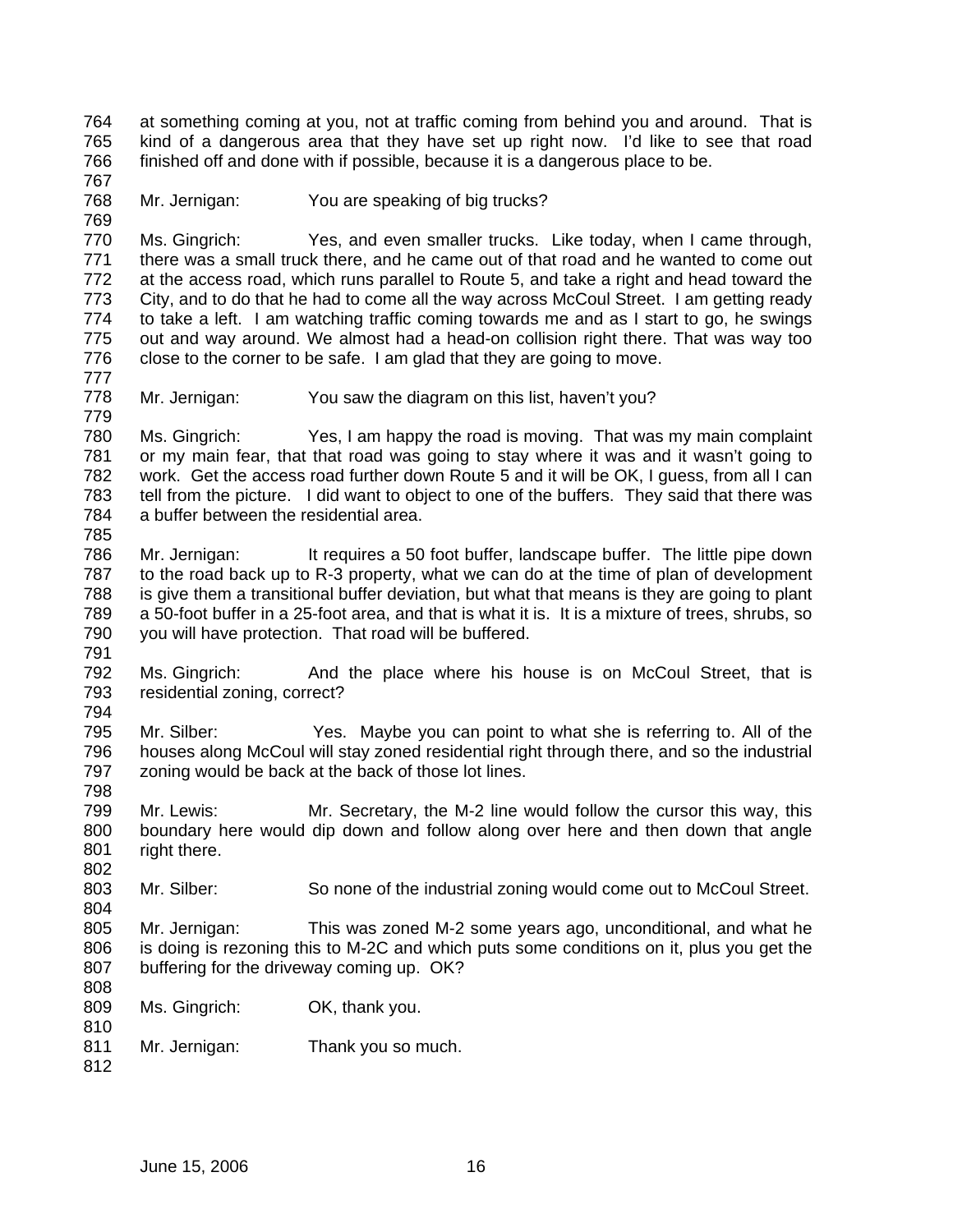at something coming at you, not at traffic coming from behind you and around. That is kind of a dangerous area that they have set up right now. I'd like to see that road finished off and done with if possible, because it is a dangerous place to be.

Mr. Jernigan: You are speaking of big trucks?

Ms. Gingrich: Yes, and even smaller trucks. Like today, when I came through, there was a small truck there, and he came out of that road and he wanted to come out at the access road, which runs parallel to Route 5, and take a right and head toward the City, and to do that he had to come all the way across McCoul Street. I am getting ready to take a left. I am watching traffic coming towards me and as I start to go, he swings out and way around. We almost had a head-on collision right there. That was way too close to the corner to be safe. I am glad that they are going to move.

Mr. Jernigan: You saw the diagram on this list, haven't you?

Ms. Gingrich: Yes, I am happy the road is moving. That was my main complaint or my main fear, that that road was going to stay where it was and it wasn't going to work. Get the access road further down Route 5 and it will be OK, I guess, from all I can tell from the picture. I did want to object to one of the buffers. They said that there was a buffer between the residential area.

Mr. Jernigan: It requires a 50 foot buffer, landscape buffer. The little pipe down to the road back up to R-3 property, what we can do at the time of plan of development is give them a transitional buffer deviation, but what that means is they are going to plant a 50-foot buffer in a 25-foot area, and that is what it is. It is a mixture of trees, shrubs, so you will have protection. That road will be buffered.

Ms. Gingrich: And the place where his house is on McCoul Street, that is residential zoning, correct?

Mr. Silber: Yes. Maybe you can point to what she is referring to. All of the houses along McCoul will stay zoned residential right through there, and so the industrial zoning would be back at the back of those lot lines.

Mr. Lewis: Mr. Secretary, the M-2 line would follow the cursor this way, this boundary here would dip down and follow along over here and then down that angle right there.

Mr. Silber: So none of the industrial zoning would come out to McCoul Street.

Mr. Jernigan: This was zoned M-2 some years ago, unconditional, and what he is doing is rezoning this to M-2C and which puts some conditions on it, plus you get the buffering for the driveway coming up. OK?

Ms. Gingrich: OK, thank you.

Mr. Jernigan: Thank you so much.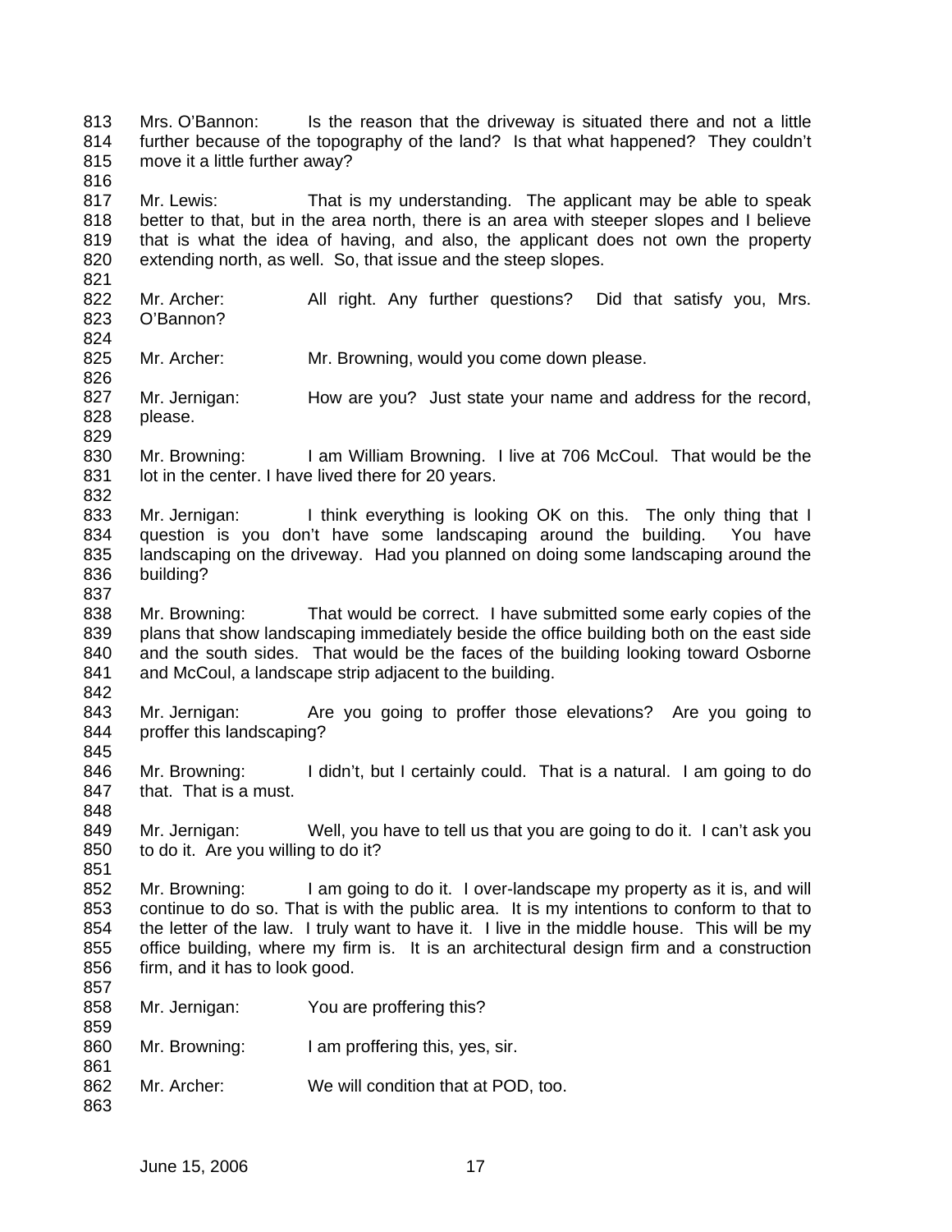Mrs. O'Bannon: Is the reason that the driveway is situated there and not a little further because of the topography of the land? Is that what happened? They couldn't move it a little further away?

Mr. Lewis: That is my understanding. The applicant may be able to speak better to that, but in the area north, there is an area with steeper slopes and I believe that is what the idea of having, and also, the applicant does not own the property extending north, as well. So, that issue and the steep slopes.

Mr. Archer: All right. Any further questions? Did that satisfy you, Mrs. O'Bannon?

Mr. Archer: Mr. Browning, would you come down please.

Mr. Jernigan: How are you? Just state your name and address for the record, please.

Mr. Browning: I am William Browning. I live at 706 McCoul. That would be the lot in the center. I have lived there for 20 years.

Mr. Jernigan: I think everything is looking OK on this. The only thing that I question is you don't have some landscaping around the building. You have landscaping on the driveway. Had you planned on doing some landscaping around the building?

Mr. Browning: That would be correct. I have submitted some early copies of the plans that show landscaping immediately beside the office building both on the east side and the south sides. That would be the faces of the building looking toward Osborne and McCoul, a landscape strip adjacent to the building.

Mr. Jernigan: Are you going to proffer those elevations? Are you going to proffer this landscaping?

Mr. Browning: I didn't, but I certainly could. That is a natural. I am going to do that. That is a must.

Mr. Jernigan: Well, you have to tell us that you are going to do it. I can't ask you to do it. Are you willing to do it?

Mr. Browning: I am going to do it. I over-landscape my property as it is, and will continue to do so. That is with the public area. It is my intentions to conform to that to the letter of the law. I truly want to have it. I live in the middle house. This will be my office building, where my firm is. It is an architectural design firm and a construction firm, and it has to look good.

Mr. Jernigan: You are proffering this?

Mr. Browning: I am proffering this, yes, sir.

Mr. Archer: We will condition that at POD, too.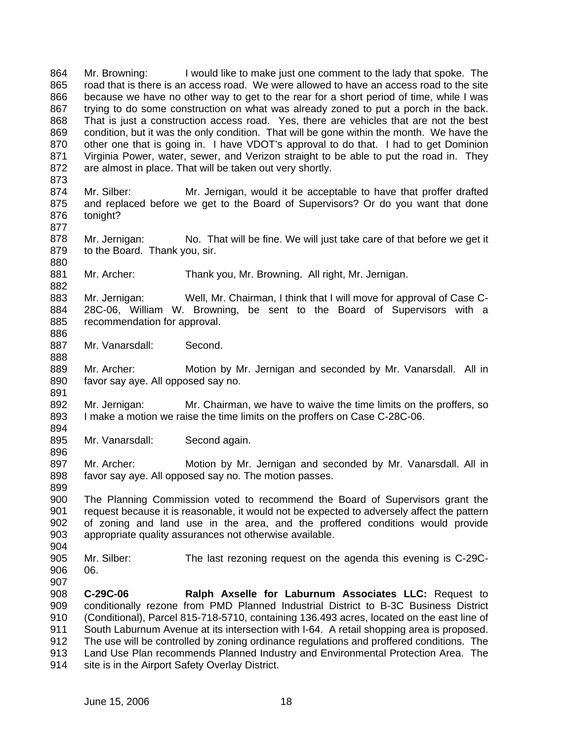Mr. Browning: I would like to make just one comment to the lady that spoke. The road that is there is an access road. We were allowed to have an access road to the site because we have no other way to get to the rear for a short period of time, while I was trying to do some construction on what was already zoned to put a porch in the back. That is just a construction access road. Yes, there are vehicles that are not the best condition, but it was the only condition. That will be gone within the month. We have the other one that is going in. I have VDOT's approval to do that. I had to get Dominion Virginia Power, water, sewer, and Verizon straight to be able to put the road in. They are almost in place. That will be taken out very shortly.

Mr. Silber: Mr. Jernigan, would it be acceptable to have that proffer drafted and replaced before we get to the Board of Supervisors? Or do you want that done tonight?

Mr. Jernigan: No. That will be fine. We will just take care of that before we get it to the Board. Thank you, sir.

Mr. Archer: Thank you, Mr. Browning. All right, Mr. Jernigan.

Mr. Jernigan: Well, Mr. Chairman, I think that I will move for approval of Case C-28C-06, William W. Browning, be sent to the Board of Supervisors with a recommendation for approval.

Mr. Vanarsdall: Second.

Mr. Archer: Motion by Mr. Jernigan and seconded by Mr. Vanarsdall. All in favor say aye. All opposed say no.

Mr. Jernigan: Mr. Chairman, we have to waive the time limits on the proffers, so I make a motion we raise the time limits on the proffers on Case C-28C-06.

Mr. Vanarsdall: Second again.

Mr. Archer: Motion by Mr. Jernigan and seconded by Mr. Vanarsdall. All in favor say aye. All opposed say no. The motion passes.

The Planning Commission voted to recommend the Board of Supervisors grant the request because it is reasonable, it would not be expected to adversely affect the pattern of zoning and land use in the area, and the proffered conditions would provide appropriate quality assurances not otherwise available.

Mr. Silber: The last rezoning request on the agenda this evening is C-29C-06.

**C-29C-06 Ralph Axselle for Laburnum Associates LLC:** Request to conditionally rezone from PMD Planned Industrial District to B-3C Business District (Conditional), Parcel 815-718-5710, containing 136.493 acres, located on the east line of South Laburnum Avenue at its intersection with I-64. A retail shopping area is proposed. The use will be controlled by zoning ordinance regulations and proffered conditions. The Land Use Plan recommends Planned Industry and Environmental Protection Area. The site is in the Airport Safety Overlay District.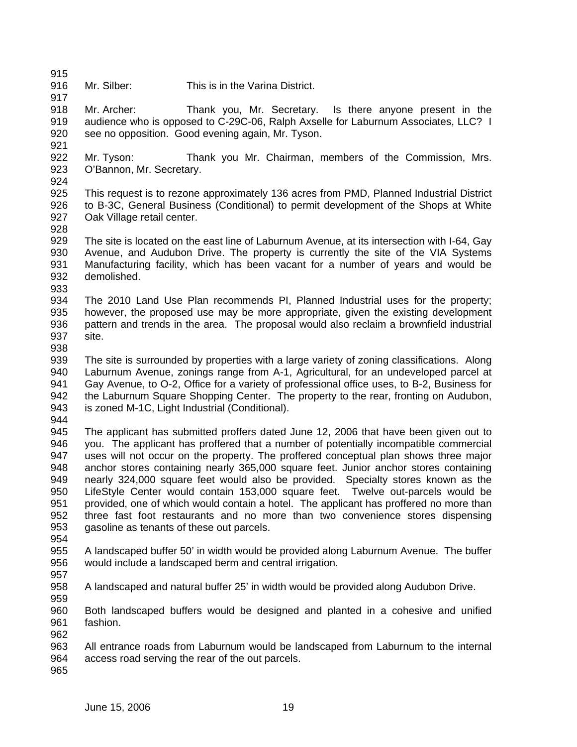Mr. Silber: This is in the Varina District.

Mr. Archer: Thank you, Mr. Secretary. Is there anyone present in the audience who is opposed to C-29C-06, Ralph Axselle for Laburnum Associates, LLC? I see no opposition. Good evening again, Mr. Tyson.

Mr. Tyson: Thank you Mr. Chairman, members of the Commission, Mrs. O'Bannon, Mr. Secretary.

This request is to rezone approximately 136 acres from PMD, Planned Industrial District to B-3C, General Business (Conditional) to permit development of the Shops at White Oak Village retail center.

The site is located on the east line of Laburnum Avenue, at its intersection with I-64, Gay Avenue, and Audubon Drive. The property is currently the site of the VIA Systems Manufacturing facility, which has been vacant for a number of years and would be demolished.

The 2010 Land Use Plan recommends PI, Planned Industrial uses for the property; however, the proposed use may be more appropriate, given the existing development pattern and trends in the area. The proposal would also reclaim a brownfield industrial site.

The site is surrounded by properties with a large variety of zoning classifications. Along Laburnum Avenue, zonings range from A-1, Agricultural, for an undeveloped parcel at Gay Avenue, to O-2, Office for a variety of professional office uses, to B-2, Business for the Laburnum Square Shopping Center. The property to the rear, fronting on Audubon, is zoned M-1C, Light Industrial (Conditional).

The applicant has submitted proffers dated June 12, 2006 that have been given out to you. The applicant has proffered that a number of potentially incompatible commercial uses will not occur on the property. The proffered conceptual plan shows three major anchor stores containing nearly 365,000 square feet. Junior anchor stores containing nearly 324,000 square feet would also be provided. Specialty stores known as the LifeStyle Center would contain 153,000 square feet. Twelve out-parcels would be provided, one of which would contain a hotel. The applicant has proffered no more than three fast foot restaurants and no more than two convenience stores dispensing gasoline as tenants of these out parcels.

A landscaped buffer 50' in width would be provided along Laburnum Avenue. The buffer would include a landscaped berm and central irrigation.

A landscaped and natural buffer 25' in width would be provided along Audubon Drive.

Both landscaped buffers would be designed and planted in a cohesive and unified fashion.

All entrance roads from Laburnum would be landscaped from Laburnum to the internal access road serving the rear of the out parcels.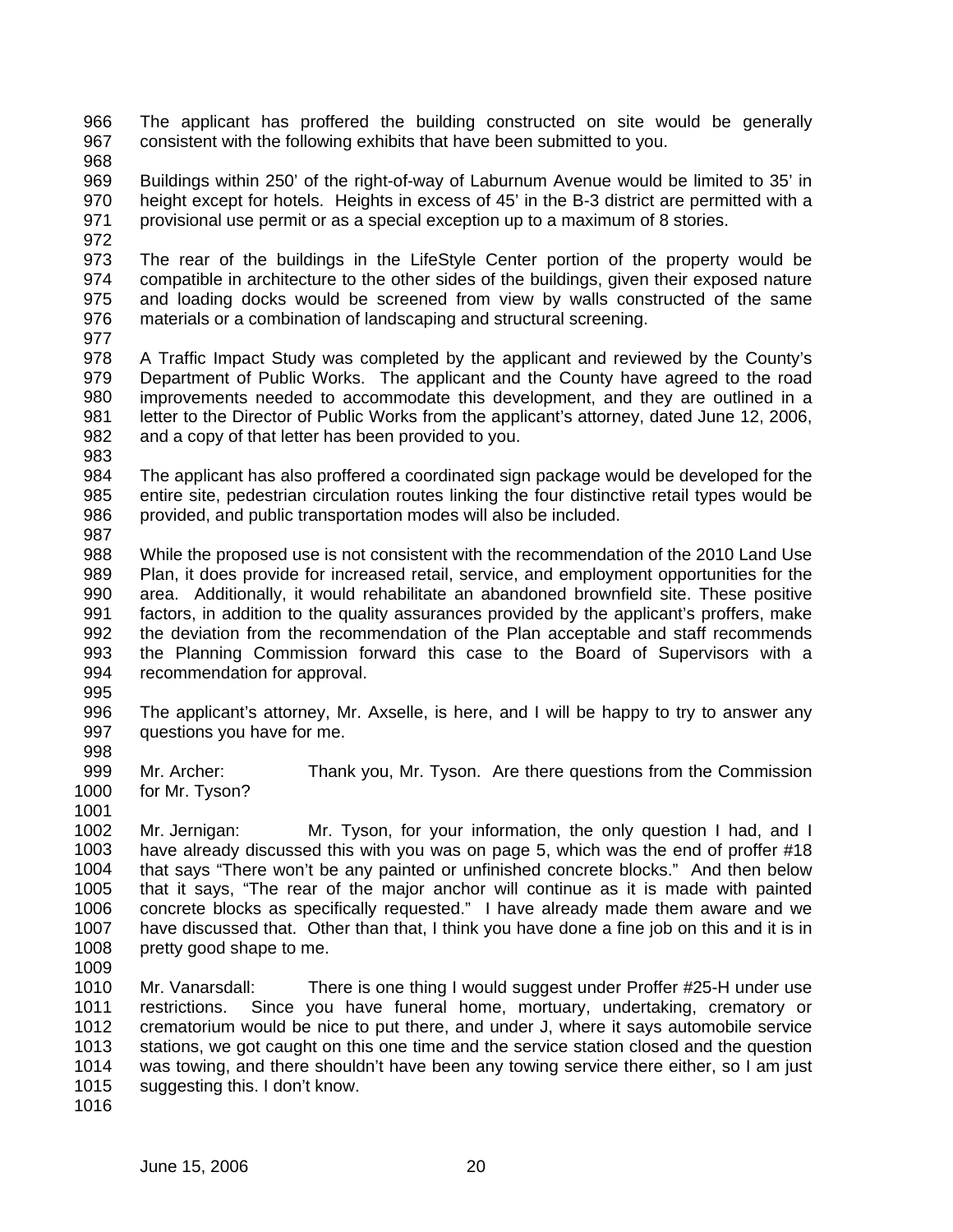The applicant has proffered the building constructed on site would be generally consistent with the following exhibits that have been submitted to you.

Buildings within 250' of the right-of-way of Laburnum Avenue would be limited to 35' in height except for hotels. Heights in excess of 45' in the B-3 district are permitted with a provisional use permit or as a special exception up to a maximum of 8 stories.

The rear of the buildings in the LifeStyle Center portion of the property would be compatible in architecture to the other sides of the buildings, given their exposed nature and loading docks would be screened from view by walls constructed of the same materials or a combination of landscaping and structural screening.

A Traffic Impact Study was completed by the applicant and reviewed by the County's Department of Public Works. The applicant and the County have agreed to the road improvements needed to accommodate this development, and they are outlined in a letter to the Director of Public Works from the applicant's attorney, dated June 12, 2006, and a copy of that letter has been provided to you.

The applicant has also proffered a coordinated sign package would be developed for the entire site, pedestrian circulation routes linking the four distinctive retail types would be provided, and public transportation modes will also be included.

While the proposed use is not consistent with the recommendation of the 2010 Land Use Plan, it does provide for increased retail, service, and employment opportunities for the area. Additionally, it would rehabilitate an abandoned brownfield site. These positive factors, in addition to the quality assurances provided by the applicant's proffers, make the deviation from the recommendation of the Plan acceptable and staff recommends the Planning Commission forward this case to the Board of Supervisors with a recommendation for approval.

The applicant's attorney, Mr. Axselle, is here, and I will be happy to try to answer any questions you have for me.

Mr. Archer: Thank you, Mr. Tyson. Are there questions from the Commission for Mr. Tyson?

Mr. Jernigan: Mr. Tyson, for your information, the only question I had, and I have already discussed this with you was on page 5, which was the end of proffer #18 that says "There won't be any painted or unfinished concrete blocks." And then below that it says, "The rear of the major anchor will continue as it is made with painted concrete blocks as specifically requested." I have already made them aware and we have discussed that. Other than that, I think you have done a fine job on this and it is in pretty good shape to me.

Mr. Vanarsdall: There is one thing I would suggest under Proffer #25-H under use restrictions. Since you have funeral home, mortuary, undertaking, crematory or crematorium would be nice to put there, and under J, where it says automobile service stations, we got caught on this one time and the service station closed and the question was towing, and there shouldn't have been any towing service there either, so I am just suggesting this. I don't know.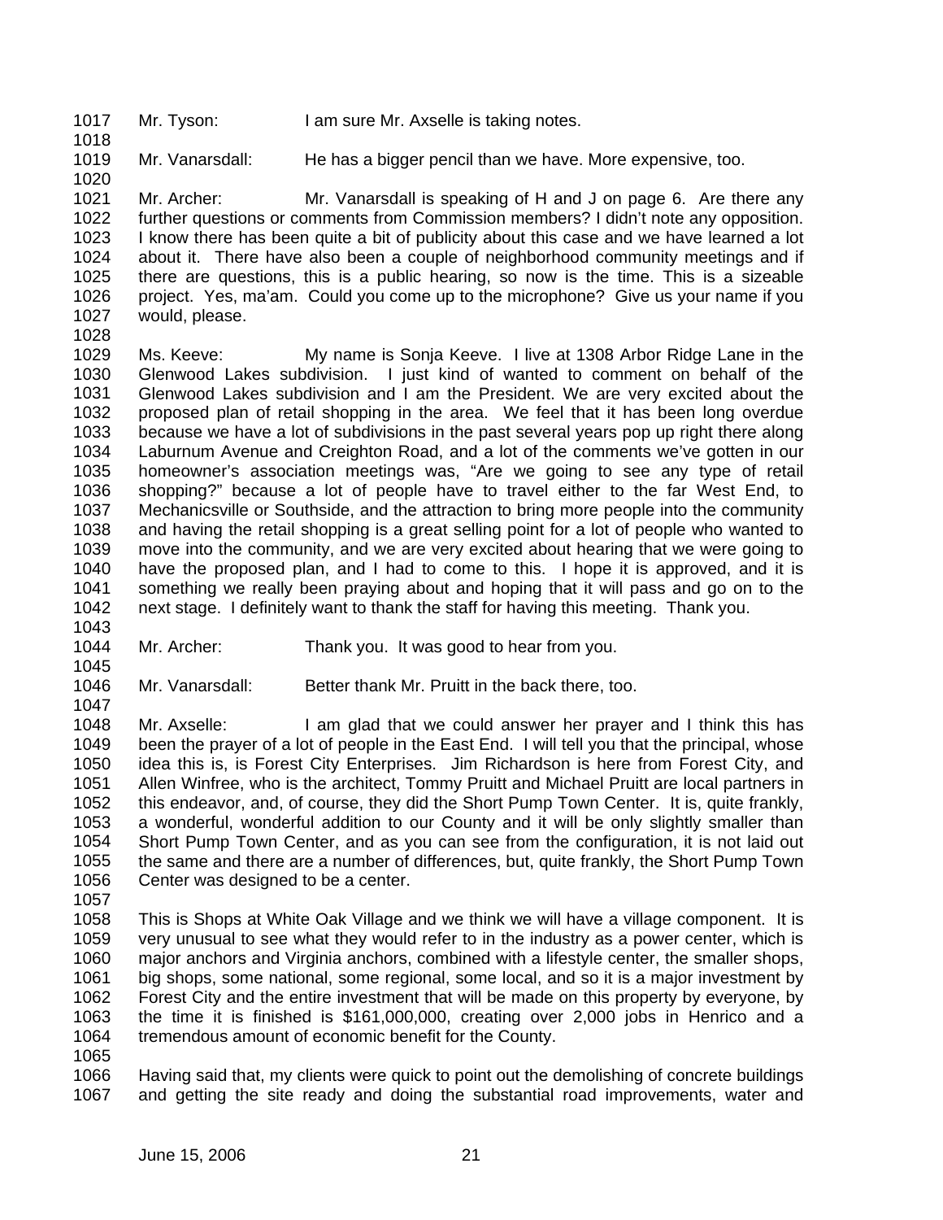Mr. Tyson: I am sure Mr. Axselle is taking notes.

Mr. Vanarsdall: He has a bigger pencil than we have. More expensive, too.

Mr. Archer: Mr. Vanarsdall is speaking of H and J on page 6. Are there any further questions or comments from Commission members? I didn't note any opposition. I know there has been quite a bit of publicity about this case and we have learned a lot about it. There have also been a couple of neighborhood community meetings and if there are questions, this is a public hearing, so now is the time. This is a sizeable project. Yes, ma'am. Could you come up to the microphone? Give us your name if you would, please.

Ms. Keeve: My name is Sonja Keeve. I live at 1308 Arbor Ridge Lane in the Glenwood Lakes subdivision. I just kind of wanted to comment on behalf of the Glenwood Lakes subdivision and I am the President. We are very excited about the proposed plan of retail shopping in the area. We feel that it has been long overdue because we have a lot of subdivisions in the past several years pop up right there along Laburnum Avenue and Creighton Road, and a lot of the comments we've gotten in our homeowner's association meetings was, "Are we going to see any type of retail shopping?" because a lot of people have to travel either to the far West End, to Mechanicsville or Southside, and the attraction to bring more people into the community and having the retail shopping is a great selling point for a lot of people who wanted to move into the community, and we are very excited about hearing that we were going to have the proposed plan, and I had to come to this. I hope it is approved, and it is something we really been praying about and hoping that it will pass and go on to the next stage. I definitely want to thank the staff for having this meeting. Thank you.

Mr. Archer: Thank you. It was good to hear from you.

Mr. Vanarsdall: Better thank Mr. Pruitt in the back there, too.

Mr. Axselle: I am glad that we could answer her prayer and I think this has been the prayer of a lot of people in the East End. I will tell you that the principal, whose idea this is, is Forest City Enterprises. Jim Richardson is here from Forest City, and Allen Winfree, who is the architect, Tommy Pruitt and Michael Pruitt are local partners in this endeavor, and, of course, they did the Short Pump Town Center. It is, quite frankly, a wonderful, wonderful addition to our County and it will be only slightly smaller than Short Pump Town Center, and as you can see from the configuration, it is not laid out the same and there are a number of differences, but, quite frankly, the Short Pump Town Center was designed to be a center.

This is Shops at White Oak Village and we think we will have a village component. It is very unusual to see what they would refer to in the industry as a power center, which is major anchors and Virginia anchors, combined with a lifestyle center, the smaller shops, big shops, some national, some regional, some local, and so it is a major investment by Forest City and the entire investment that will be made on this property by everyone, by the time it is finished is $161,000,000, creating over 2,000 jobs in Henrico and a tremendous amount of economic benefit for the County.

Having said that, my clients were quick to point out the demolishing of concrete buildings and getting the site ready and doing the substantial road improvements, water and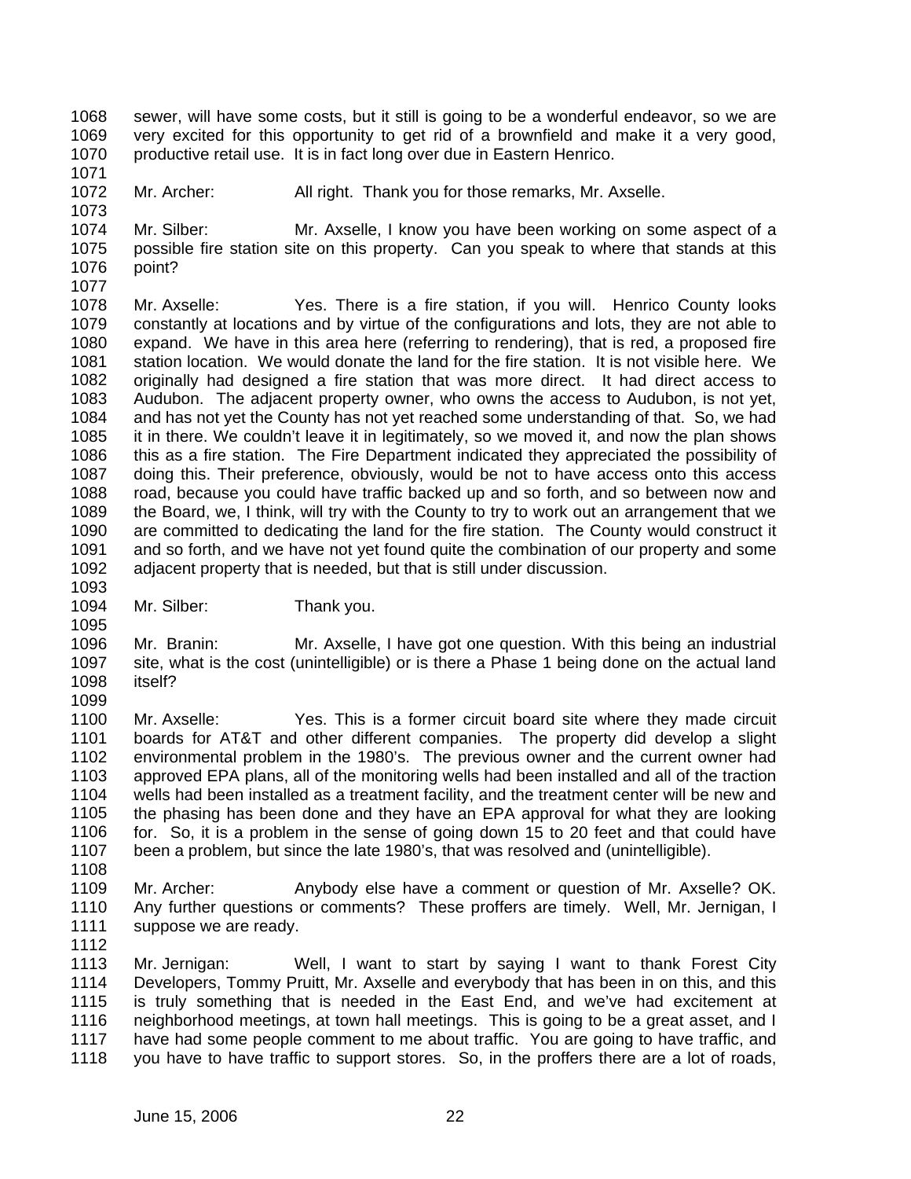1068 sewer, will have some costs, but it still is going to be a wonderful endeavor, so we are
1069 very excited for this opportunity to get rid of a brownfield and make it a very good,
1070 productive retail use. It is in fact long over due in Eastern Henrico.
1071
1072 Mr. Archer: All right. Thank you for those remarks, Mr. Axselle.
1073
1074 Mr. Silber: Mr. Axselle, I know you have been working on some aspect of a
1075 possible fire station site on this property. Can you speak to where that stands at this
1076 point?
1077
1078 Mr. Axselle: Yes. There is a fire station, if you will. Henrico County looks
1079 constantly at locations and by virtue of the configurations and lots, they are not able to
1080 expand. We have in this area here (referring to rendering), that is red, a proposed fire
1081 station location. We would donate the land for the fire station. It is not visible here. We
1082 originally had designed a fire station that was more direct. It had direct access to
1083 Audubon. The adjacent property owner, who owns the access to Audubon, is not yet,
1084 and has not yet the County has not yet reached some understanding of that. So, we had
1085 it in there. We couldn't leave it in legitimately, so we moved it, and now the plan shows
1086 this as a fire station. The Fire Department indicated they appreciated the possibility of
1087 doing this. Their preference, obviously, would be not to have access onto this access
1088 road, because you could have traffic backed up and so forth, and so between now and
1089 the Board, we, I think, will try with the County to try to work out an arrangement that we
1090 are committed to dedicating the land for the fire station. The County would construct it
1091 and so forth, and we have not yet found quite the combination of our property and some
1092 adjacent property that is needed, but that is still under discussion.
1093
1094 Mr. Silber: Thank you.
1095
1096 Mr. Branin: Mr. Axselle, I have got one question. With this being an industrial
1097 site, what is the cost (unintelligible) or is there a Phase 1 being done on the actual land
1098 itself?
1099
1100 Mr. Axselle: Yes. This is a former circuit board site where they made circuit
1101 boards for AT&T and other different companies. The property did develop a slight
1102 environmental problem in the 1980's. The previous owner and the current owner had
1103 approved EPA plans, all of the monitoring wells had been installed and all of the traction
1104 wells had been installed as a treatment facility, and the treatment center will be new and
1105 the phasing has been done and they have an EPA approval for what they are looking
1106 for. So, it is a problem in the sense of going down 15 to 20 feet and that could have
1107 been a problem, but since the late 1980's, that was resolved and (unintelligible).
1108
1109 Mr. Archer: Anybody else have a comment or question of Mr. Axselle? OK.
1110 Any further questions or comments? These proffers are timely. Well, Mr. Jernigan, I
1111 suppose we are ready.
1112
1113 Mr. Jernigan: Well, I want to start by saying I want to thank Forest City
1114 Developers, Tommy Pruitt, Mr. Axselle and everybody that has been in on this, and this
1115 is truly something that is needed in the East End, and we've had excitement at
1116 neighborhood meetings, at town hall meetings. This is going to be a great asset, and I
1117 have had some people comment to me about traffic. You are going to have traffic, and
1118 you have to have traffic to support stores. So, in the proffers there are a lot of roads,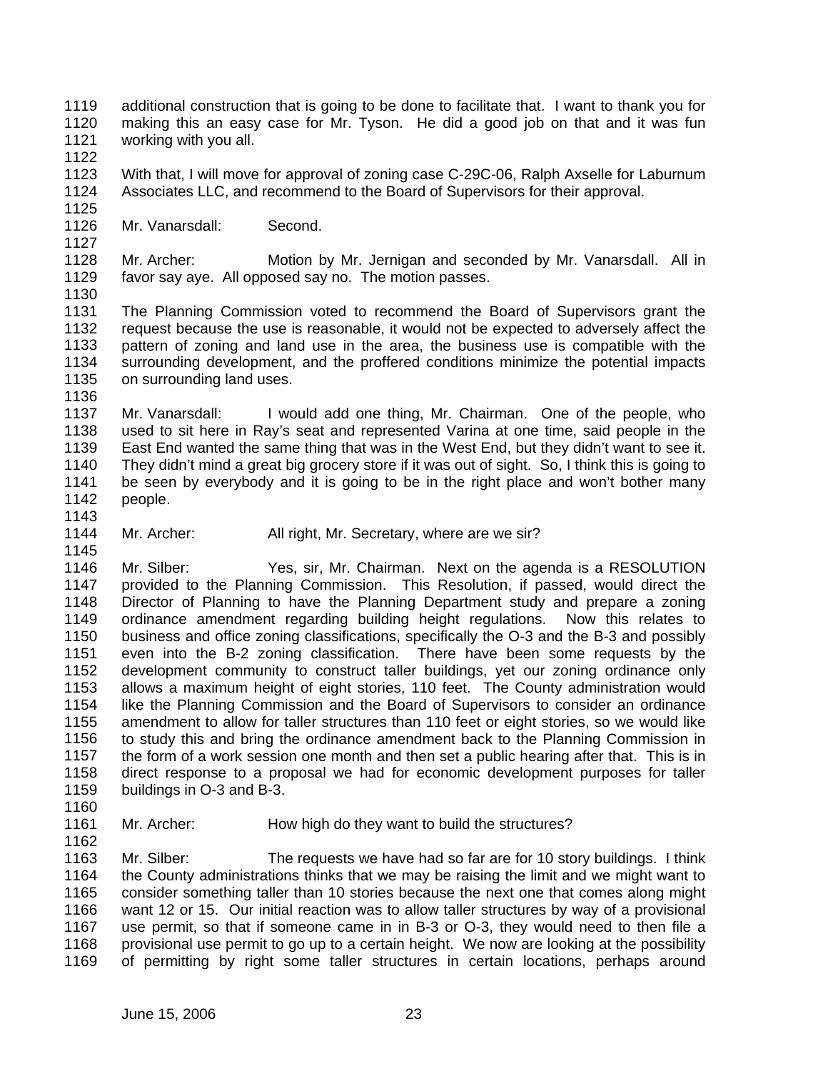additional construction that is going to be done to facilitate that. I want to thank you for making this an easy case for Mr. Tyson. He did a good job on that and it was fun working with you all.

With that, I will move for approval of zoning case C-29C-06, Ralph Axselle for Laburnum Associates LLC, and recommend to the Board of Supervisors for their approval.

Mr. Vanarsdall: Second.

Mr. Archer: Motion by Mr. Jernigan and seconded by Mr. Vanarsdall. All in favor say aye. All opposed say no. The motion passes.

The Planning Commission voted to recommend the Board of Supervisors grant the request because the use is reasonable, it would not be expected to adversely affect the pattern of zoning and land use in the area, the business use is compatible with the surrounding development, and the proffered conditions minimize the potential impacts on surrounding land uses.

Mr. Vanarsdall: I would add one thing, Mr. Chairman. One of the people, who used to sit here in Ray's seat and represented Varina at one time, said people in the East End wanted the same thing that was in the West End, but they didn't want to see it. They didn't mind a great big grocery store if it was out of sight. So, I think this is going to be seen by everybody and it is going to be in the right place and won't bother many people.

Mr. Archer: All right, Mr. Secretary, where are we sir?

Mr. Silber: Yes, sir, Mr. Chairman. Next on the agenda is a RESOLUTION provided to the Planning Commission. This Resolution, if passed, would direct the Director of Planning to have the Planning Department study and prepare a zoning ordinance amendment regarding building height regulations. Now this relates to business and office zoning classifications, specifically the O-3 and the B-3 and possibly even into the B-2 zoning classification. There have been some requests by the development community to construct taller buildings, yet our zoning ordinance only allows a maximum height of eight stories, 110 feet. The County administration would like the Planning Commission and the Board of Supervisors to consider an ordinance amendment to allow for taller structures than 110 feet or eight stories, so we would like to study this and bring the ordinance amendment back to the Planning Commission in the form of a work session one month and then set a public hearing after that. This is in direct response to a proposal we had for economic development purposes for taller buildings in O-3 and B-3.

Mr. Archer: How high do they want to build the structures?

Mr. Silber: The requests we have had so far are for 10 story buildings. I think the County administrations thinks that we may be raising the limit and we might want to consider something taller than 10 stories because the next one that comes along might want 12 or 15. Our initial reaction was to allow taller structures by way of a provisional use permit, so that if someone came in in B-3 or O-3, they would need to then file a provisional use permit to go up to a certain height. We now are looking at the possibility of permitting by right some taller structures in certain locations, perhaps around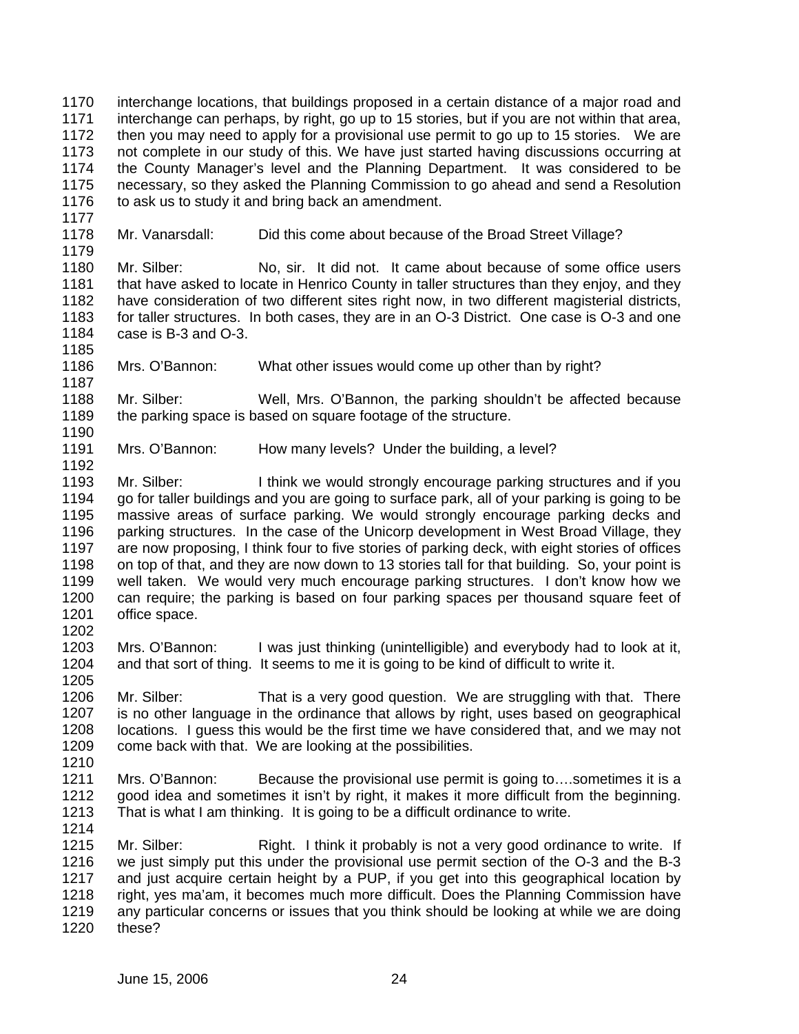interchange locations, that buildings proposed in a certain distance of a major road and interchange can perhaps, by right, go up to 15 stories, but if you are not within that area, then you may need to apply for a provisional use permit to go up to 15 stories. We are not complete in our study of this. We have just started having discussions occurring at the County Manager's level and the Planning Department. It was considered to be necessary, so they asked the Planning Commission to go ahead and send a Resolution to ask us to study it and bring back an amendment.

Mr. Vanarsdall: Did this come about because of the Broad Street Village?

Mr. Silber: No, sir. It did not. It came about because of some office users that have asked to locate in Henrico County in taller structures than they enjoy, and they have consideration of two different sites right now, in two different magisterial districts, for taller structures. In both cases, they are in an O-3 District. One case is O-3 and one case is B-3 and O-3.

Mrs. O'Bannon: What other issues would come up other than by right?

Mr. Silber: Well, Mrs. O'Bannon, the parking shouldn't be affected because the parking space is based on square footage of the structure.

Mrs. O'Bannon: How many levels? Under the building, a level?

Mr. Silber: I think we would strongly encourage parking structures and if you go for taller buildings and you are going to surface park, all of your parking is going to be massive areas of surface parking. We would strongly encourage parking decks and parking structures. In the case of the Unicorp development in West Broad Village, they are now proposing, I think four to five stories of parking deck, with eight stories of offices on top of that, and they are now down to 13 stories tall for that building. So, your point is well taken. We would very much encourage parking structures. I don't know how we can require; the parking is based on four parking spaces per thousand square feet of office space.

Mrs. O'Bannon: I was just thinking (unintelligible) and everybody had to look at it, and that sort of thing. It seems to me it is going to be kind of difficult to write it.

Mr. Silber: That is a very good question. We are struggling with that. There is no other language in the ordinance that allows by right, uses based on geographical locations. I guess this would be the first time we have considered that, and we may not come back with that. We are looking at the possibilities.

Mrs. O'Bannon: Because the provisional use permit is going to….sometimes it is a good idea and sometimes it isn't by right, it makes it more difficult from the beginning. That is what I am thinking. It is going to be a difficult ordinance to write.

Mr. Silber: Right. I think it probably is not a very good ordinance to write. If we just simply put this under the provisional use permit section of the O-3 and the B-3 and just acquire certain height by a PUP, if you get into this geographical location by right, yes ma'am, it becomes much more difficult. Does the Planning Commission have any particular concerns or issues that you think should be looking at while we are doing these?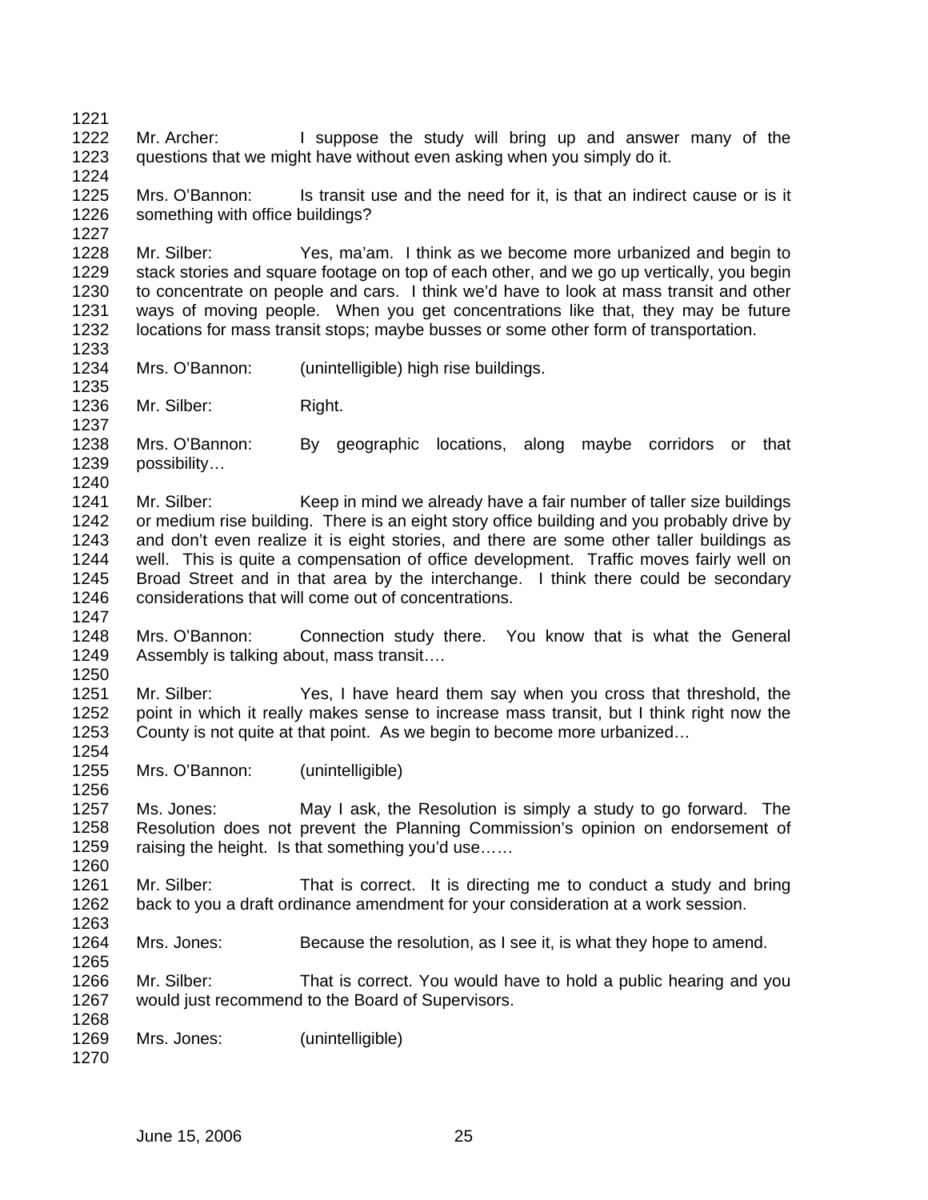Mr. Archer: I suppose the study will bring up and answer many of the questions that we might have without even asking when you simply do it.

Mrs. O'Bannon: Is transit use and the need for it, is that an indirect cause or is it something with office buildings?

Mr. Silber: Yes, ma'am. I think as we become more urbanized and begin to stack stories and square footage on top of each other, and we go up vertically, you begin to concentrate on people and cars. I think we'd have to look at mass transit and other ways of moving people. When you get concentrations like that, they may be future locations for mass transit stops; maybe busses or some other form of transportation.

Mrs. O'Bannon: (unintelligible) high rise buildings.

Mr. Silber: Right.

Mrs. O'Bannon: By geographic locations, along maybe corridors or that possibility…

Mr. Silber: Keep in mind we already have a fair number of taller size buildings or medium rise building. There is an eight story office building and you probably drive by and don't even realize it is eight stories, and there are some other taller buildings as well. This is quite a compensation of office development. Traffic moves fairly well on Broad Street and in that area by the interchange. I think there could be secondary considerations that will come out of concentrations.

Mrs. O'Bannon: Connection study there. You know that is what the General Assembly is talking about, mass transit….

Mr. Silber: Yes, I have heard them say when you cross that threshold, the point in which it really makes sense to increase mass transit, but I think right now the County is not quite at that point. As we begin to become more urbanized…

Mrs. O'Bannon: (unintelligible)

Ms. Jones: May I ask, the Resolution is simply a study to go forward. The Resolution does not prevent the Planning Commission's opinion on endorsement of raising the height. Is that something you'd use……

Mr. Silber: That is correct. It is directing me to conduct a study and bring back to you a draft ordinance amendment for your consideration at a work session.

Mrs. Jones: Because the resolution, as I see it, is what they hope to amend.

Mr. Silber: That is correct. You would have to hold a public hearing and you would just recommend to the Board of Supervisors.

Mrs. Jones: (unintelligible)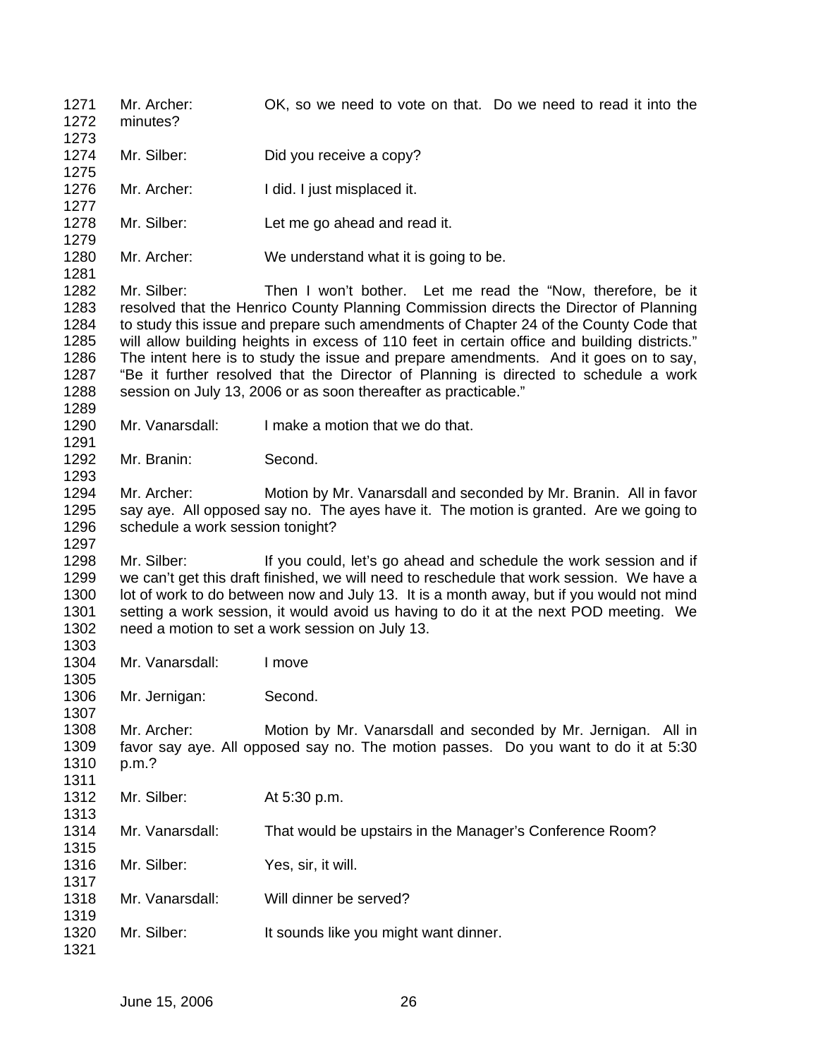Mr. Archer: OK, so we need to vote on that. Do we need to read it into the minutes?

Mr. Silber: Did you receive a copy?

Mr. Archer: I did. I just misplaced it.

Mr. Silber: Let me go ahead and read it.

Mr. Archer: We understand what it is going to be.

Mr. Silber: Then I won't bother. Let me read the "Now, therefore, be it resolved that the Henrico County Planning Commission directs the Director of Planning to study this issue and prepare such amendments of Chapter 24 of the County Code that will allow building heights in excess of 110 feet in certain office and building districts." The intent here is to study the issue and prepare amendments. And it goes on to say, "Be it further resolved that the Director of Planning is directed to schedule a work session on July 13, 2006 or as soon thereafter as practicable."

Mr. Vanarsdall: I make a motion that we do that.

Mr. Branin: Second.

Mr. Archer: Motion by Mr. Vanarsdall and seconded by Mr. Branin. All in favor say aye. All opposed say no. The ayes have it. The motion is granted. Are we going to schedule a work session tonight?

Mr. Silber: If you could, let's go ahead and schedule the work session and if we can't get this draft finished, we will need to reschedule that work session. We have a lot of work to do between now and July 13. It is a month away, but if you would not mind setting a work session, it would avoid us having to do it at the next POD meeting. We need a motion to set a work session on July 13.

Mr. Vanarsdall: I move

Mr. Jernigan: Second.

Mr. Archer: Motion by Mr. Vanarsdall and seconded by Mr. Jernigan. All in favor say aye. All opposed say no. The motion passes. Do you want to do it at 5:30 p.m.?

Mr. Silber: At 5:30 p.m.

Mr. Vanarsdall: That would be upstairs in the Manager's Conference Room?

Mr. Silber: Yes, sir, it will.

Mr. Vanarsdall: Will dinner be served?

Mr. Silber: It sounds like you might want dinner.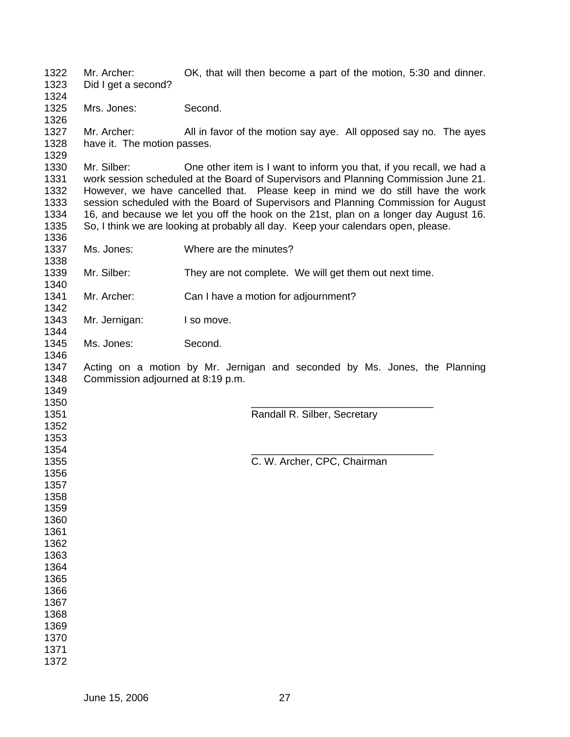Mr. Archer: OK, that will then become a part of the motion, 5:30 and dinner. Did I get a second?

Mrs. Jones: Second.

Mr. Archer: All in favor of the motion say aye. All opposed say no. The ayes have it. The motion passes.

Mr. Silber: One other item is I want to inform you that, if you recall, we had a work session scheduled at the Board of Supervisors and Planning Commission June 21. However, we have cancelled that. Please keep in mind we do still have the work session scheduled with the Board of Supervisors and Planning Commission for August 16, and because we let you off the hook on the 21st, plan on a longer day August 16. So, I think we are looking at probably all day. Keep your calendars open, please.

Ms. Jones: Where are the minutes?

Mr. Silber: They are not complete. We will get them out next time.

Mr. Archer: Can I have a motion for adjournment?

Mr. Jernigan: I so move.

Ms. Jones: Second.

Acting on a motion by Mr. Jernigan and seconded by Ms. Jones, the Planning Commission adjourned at 8:19 p.m.

\_\_\_\_\_\_\_\_\_\_\_\_\_\_\_\_\_\_\_\_\_\_\_\_\_\_\_\_\_\_\_\_
Randall R. Silber, Secretary

\_\_\_\_\_\_\_\_\_\_\_\_\_\_\_\_\_\_\_\_\_\_\_\_\_\_\_\_\_\_\_\_
C. W. Archer, CPC, Chairman